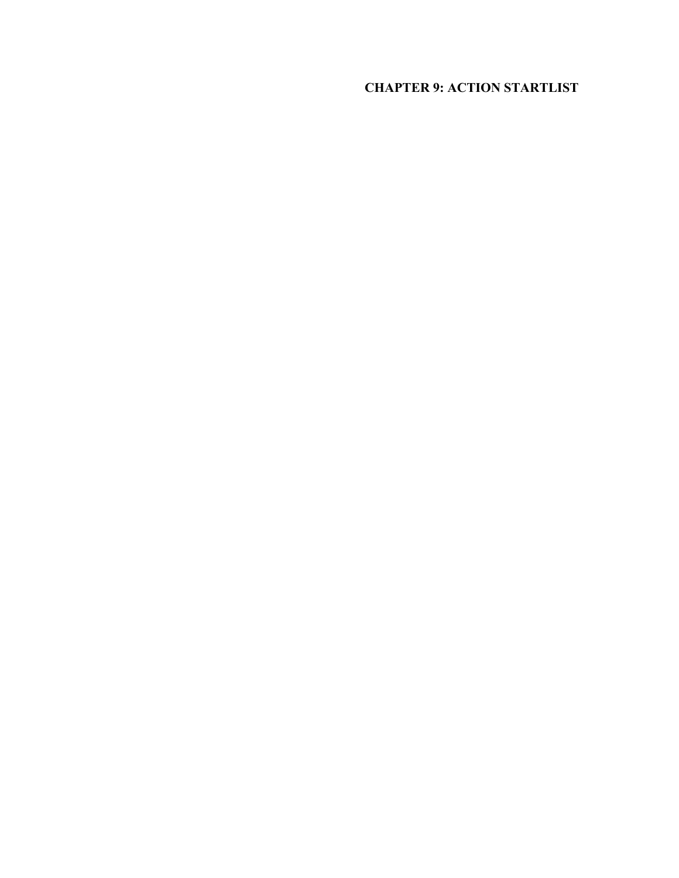# CHAPTER 9: ACTION STARTLIST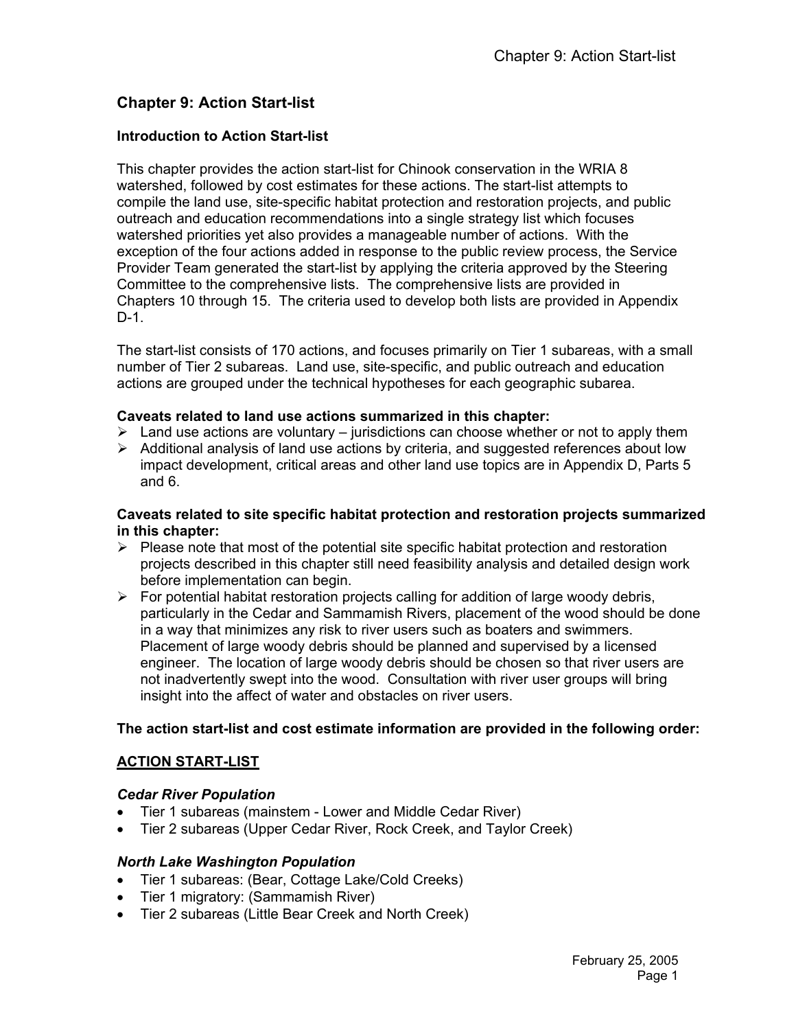# Chapter 9: Action Start-list

### Introduction to Action Start-list

This chapter provides the action start-list for Chinook conservation in the WRIA 8 watershed, followed by cost estimates for these actions. The start-list attempts to compile the land use, site-specific habitat protection and restoration projects, and public outreach and education recommendations into a single strategy list which focuses watershed priorities yet also provides a manageable number of actions. With the exception of the four actions added in response to the public review process, the Service Provider Team generated the start-list by applying the criteria approved by the Steering Committee to the comprehensive lists. The comprehensive lists are provided in Chapters 10 through 15. The criteria used to develop both lists are provided in Appendix D-1.

The start-list consists of 170 actions, and focuses primarily on Tier 1 subareas, with a small number of Tier 2 subareas. Land use, site-specific, and public outreach and education actions are grouped under the technical hypotheses for each geographic subarea.

**Caveats related to land use actions summarized in this chapter:**

- Land use actions are voluntary – jurisdictions can choose whether or not to apply them
- Additional analysis of land use actions by criteria, and suggested references about low impact development, critical areas and other land use topics are in Appendix D, Parts 5 and 6.

**Caveats related to site specific habitat protection and restoration projects summarized in this chapter:**

- Please note that most of the potential site specific habitat protection and restoration projects described in this chapter still need feasibility analysis and detailed design work before implementation can begin.
- For potential habitat restoration projects calling for addition of large woody debris, particularly in the Cedar and Sammamish Rivers, placement of the wood should be done in a way that minimizes any risk to river users such as boaters and swimmers. Placement of large woody debris should be planned and supervised by a licensed engineer. The location of large woody debris should be chosen so that river users are not inadvertently swept into the wood. Consultation with river user groups will bring insight into the affect of water and obstacles on river users.

**The action start-list and cost estimate information are provided in the following order:**

<u>**ACTION START-LIST**</u>

***Cedar River Population***

- Tier 1 subareas (mainstem - Lower and Middle Cedar River)
- Tier 2 subareas (Upper Cedar River, Rock Creek, and Taylor Creek)

***North Lake Washington Population***

- Tier 1 subareas: (Bear, Cottage Lake/Cold Creeks)
- Tier 1 migratory: (Sammamish River)
- Tier 2 subareas (Little Bear Creek and North Creek)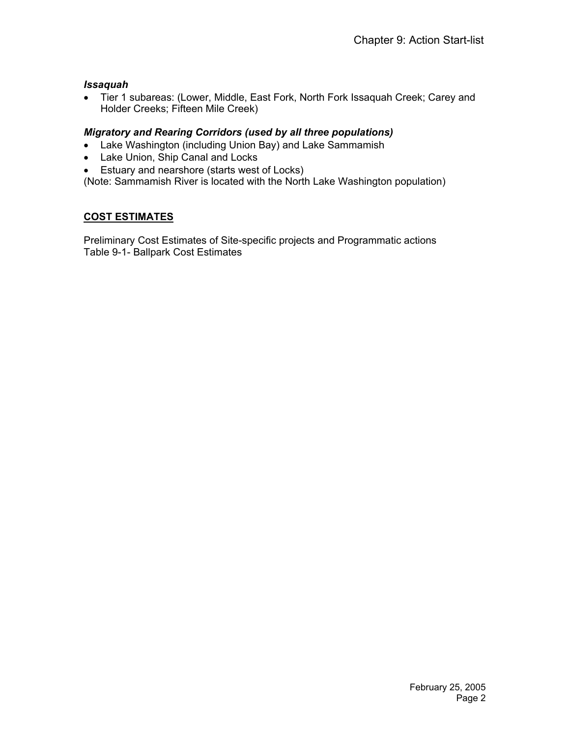***Issaquah***

- Tier 1 subareas: (Lower, Middle, East Fork, North Fork Issaquah Creek; Carey and Holder Creeks; Fifteen Mile Creek)

***Migratory and Rearing Corridors (used by all three populations)***

- Lake Washington (including Union Bay) and Lake Sammamish
- Lake Union, Ship Canal and Locks
- Estuary and nearshore (starts west of Locks)

(Note: Sammamish River is located with the North Lake Washington population)

## COST ESTIMATES

Preliminary Cost Estimates of Site-specific projects and Programmatic actions
Table 9-1- Ballpark Cost Estimates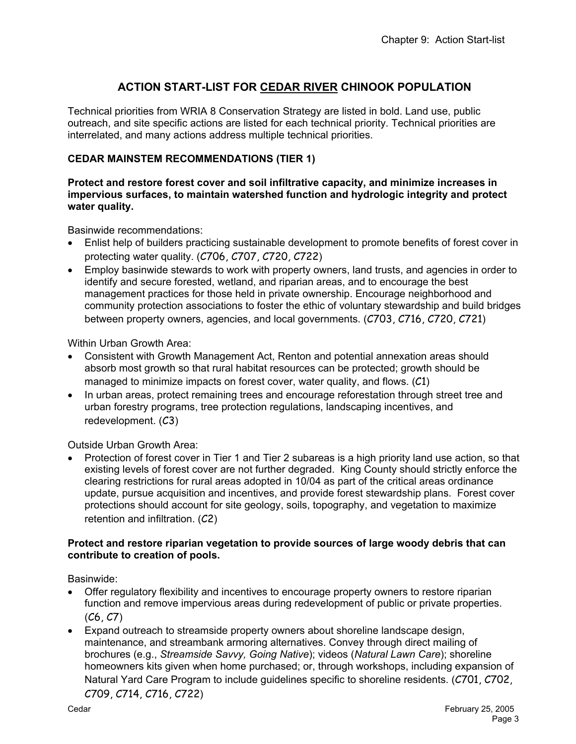# ACTION START-LIST FOR CEDAR RIVER CHINOOK POPULATION

Technical priorities from WRIA 8 Conservation Strategy are listed in bold. Land use, public outreach, and site specific actions are listed for each technical priority. Technical priorities are interrelated, and many actions address multiple technical priorities.

## CEDAR MAINSTEM RECOMMENDATIONS (TIER 1)

**Protect and restore forest cover and soil infiltrative capacity, and minimize increases in impervious surfaces, to maintain watershed function and hydrologic integrity and protect water quality.**

Basinwide recommendations:

- Enlist help of builders practicing sustainable development to promote benefits of forest cover in protecting water quality. (C706, C707, C720, C722)
- Employ basinwide stewards to work with property owners, land trusts, and agencies in order to identify and secure forested, wetland, and riparian areas, and to encourage the best management practices for those held in private ownership. Encourage neighborhood and community protection associations to foster the ethic of voluntary stewardship and build bridges between property owners, agencies, and local governments. (C703, C716, C720, C721)

Within Urban Growth Area:

- Consistent with Growth Management Act, Renton and potential annexation areas should absorb most growth so that rural habitat resources can be protected; growth should be managed to minimize impacts on forest cover, water quality, and flows. (C1)
- In urban areas, protect remaining trees and encourage reforestation through street tree and urban forestry programs, tree protection regulations, landscaping incentives, and redevelopment. (C3)

Outside Urban Growth Area:

- Protection of forest cover in Tier 1 and Tier 2 subareas is a high priority land use action, so that existing levels of forest cover are not further degraded. King County should strictly enforce the clearing restrictions for rural areas adopted in 10/04 as part of the critical areas ordinance update, pursue acquisition and incentives, and provide forest stewardship plans. Forest cover protections should account for site geology, soils, topography, and vegetation to maximize retention and infiltration. (C2)

**Protect and restore riparian vegetation to provide sources of large woody debris that can contribute to creation of pools.**

Basinwide:

- Offer regulatory flexibility and incentives to encourage property owners to restore riparian function and remove impervious areas during redevelopment of public or private properties. (C6, C7)
- Expand outreach to streamside property owners about shoreline landscape design, maintenance, and streambank armoring alternatives. Convey through direct mailing of brochures (e.g., *Streamside Savvy, Going Native*); videos (*Natural Lawn Care*); shoreline homeowners kits given when home purchased; or, through workshops, including expansion of Natural Yard Care Program to include guidelines specific to shoreline residents. (C701, C702, C709, C714, C716, C722)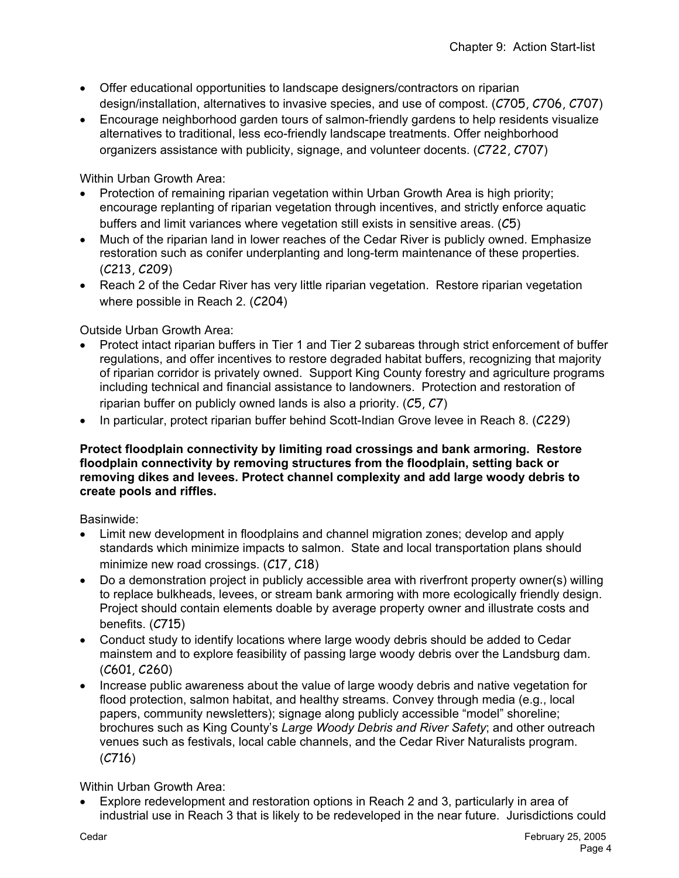- Offer educational opportunities to landscape designers/contractors on riparian design/installation, alternatives to invasive species, and use of compost. (C705, C706, C707)
- Encourage neighborhood garden tours of salmon-friendly gardens to help residents visualize alternatives to traditional, less eco-friendly landscape treatments. Offer neighborhood organizers assistance with publicity, signage, and volunteer docents. (C722, C707)

Within Urban Growth Area:

- Protection of remaining riparian vegetation within Urban Growth Area is high priority; encourage replanting of riparian vegetation through incentives, and strictly enforce aquatic buffers and limit variances where vegetation still exists in sensitive areas. (C5)
- Much of the riparian land in lower reaches of the Cedar River is publicly owned. Emphasize restoration such as conifer underplanting and long-term maintenance of these properties. (C213, C209)
- Reach 2 of the Cedar River has very little riparian vegetation. Restore riparian vegetation where possible in Reach 2. (C204)

Outside Urban Growth Area:

- Protect intact riparian buffers in Tier 1 and Tier 2 subareas through strict enforcement of buffer regulations, and offer incentives to restore degraded habitat buffers, recognizing that majority of riparian corridor is privately owned. Support King County forestry and agriculture programs including technical and financial assistance to landowners. Protection and restoration of riparian buffer on publicly owned lands is also a priority. (C5, C7)
- In particular, protect riparian buffer behind Scott-Indian Grove levee in Reach 8. (C229)

**Protect floodplain connectivity by limiting road crossings and bank armoring. Restore floodplain connectivity by removing structures from the floodplain, setting back or removing dikes and levees. Protect channel complexity and add large woody debris to create pools and riffles.**

Basinwide:

- Limit new development in floodplains and channel migration zones; develop and apply standards which minimize impacts to salmon. State and local transportation plans should minimize new road crossings. (C17, C18)
- Do a demonstration project in publicly accessible area with riverfront property owner(s) willing to replace bulkheads, levees, or stream bank armoring with more ecologically friendly design. Project should contain elements doable by average property owner and illustrate costs and benefits. (C715)
- Conduct study to identify locations where large woody debris should be added to Cedar mainstem and to explore feasibility of passing large woody debris over the Landsburg dam. (C601, C260)
- Increase public awareness about the value of large woody debris and native vegetation for flood protection, salmon habitat, and healthy streams. Convey through media (e.g., local papers, community newsletters); signage along publicly accessible "model" shoreline; brochures such as King County's *Large Woody Debris and River Safety*; and other outreach venues such as festivals, local cable channels, and the Cedar River Naturalists program. (C716)

Within Urban Growth Area:

- Explore redevelopment and restoration options in Reach 2 and 3, particularly in area of industrial use in Reach 3 that is likely to be redeveloped in the near future. Jurisdictions could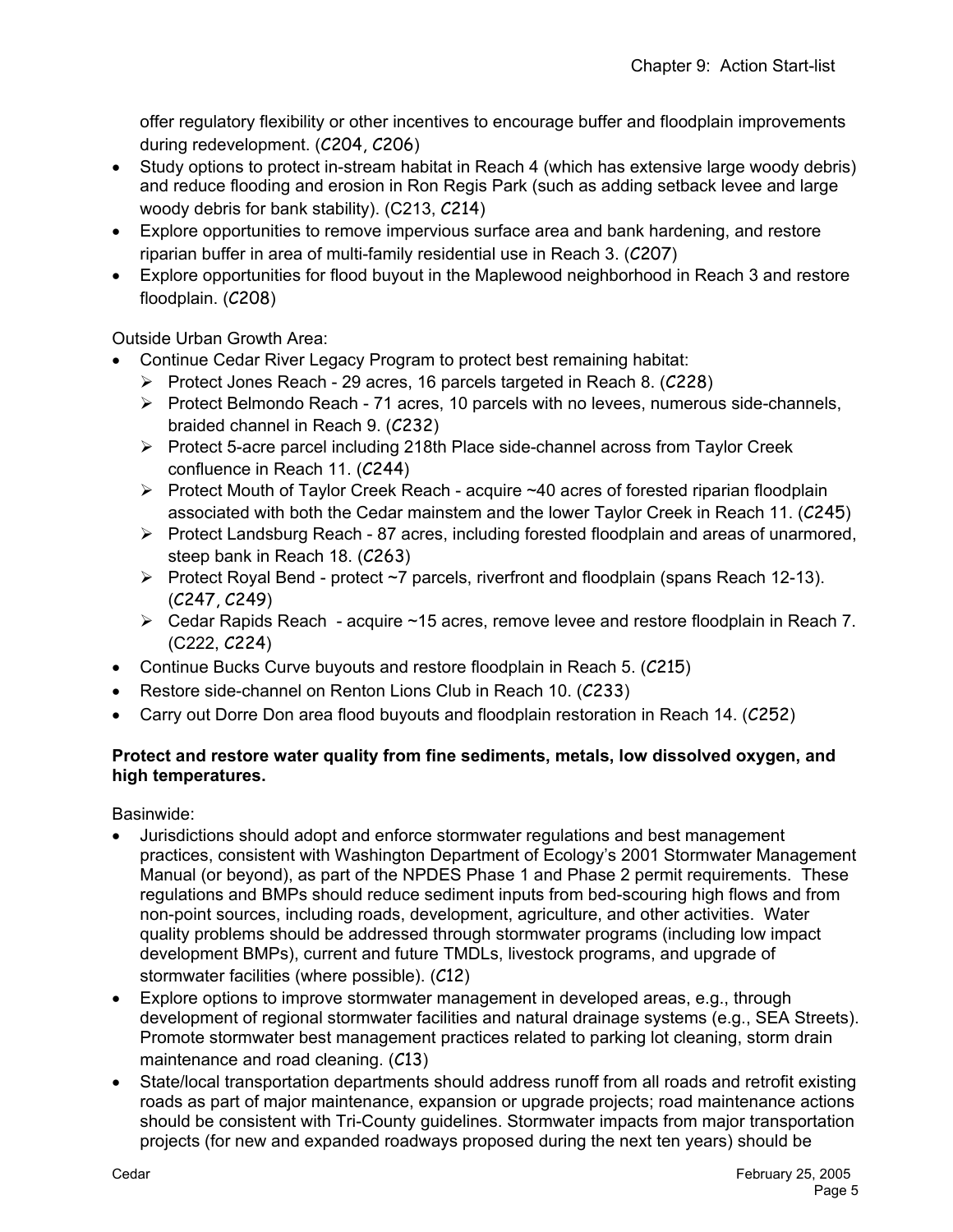offer regulatory flexibility or other incentives to encourage buffer and floodplain improvements during redevelopment. (C204, C206)

- Study options to protect in-stream habitat in Reach 4 (which has extensive large woody debris) and reduce flooding and erosion in Ron Regis Park (such as adding setback levee and large woody debris for bank stability). (C213, C214)
- Explore opportunities to remove impervious surface area and bank hardening, and restore riparian buffer in area of multi-family residential use in Reach 3. (C207)
- Explore opportunities for flood buyout in the Maplewood neighborhood in Reach 3 and restore floodplain. (C208)

Outside Urban Growth Area:

- Continue Cedar River Legacy Program to protect best remaining habitat:
  - Protect Jones Reach - 29 acres, 16 parcels targeted in Reach 8. (C228)
  - Protect Belmondo Reach - 71 acres, 10 parcels with no levees, numerous side-channels, braided channel in Reach 9. (C232)
  - Protect 5-acre parcel including 218th Place side-channel across from Taylor Creek confluence in Reach 11. (C244)
  - Protect Mouth of Taylor Creek Reach - acquire ~40 acres of forested riparian floodplain associated with both the Cedar mainstem and the lower Taylor Creek in Reach 11. (C245)
  - Protect Landsburg Reach - 87 acres, including forested floodplain and areas of unarmored, steep bank in Reach 18. (C263)
  - Protect Royal Bend - protect ~7 parcels, riverfront and floodplain (spans Reach 12-13). (C247, C249)
  - Cedar Rapids Reach - acquire ~15 acres, remove levee and restore floodplain in Reach 7. (C222, C224)
- Continue Bucks Curve buyouts and restore floodplain in Reach 5. (C215)
- Restore side-channel on Renton Lions Club in Reach 10. (C233)
- Carry out Dorre Don area flood buyouts and floodplain restoration in Reach 14. (C252)

**Protect and restore water quality from fine sediments, metals, low dissolved oxygen, and high temperatures.**

Basinwide:

- Jurisdictions should adopt and enforce stormwater regulations and best management practices, consistent with Washington Department of Ecology's 2001 Stormwater Management Manual (or beyond), as part of the NPDES Phase 1 and Phase 2 permit requirements. These regulations and BMPs should reduce sediment inputs from bed-scouring high flows and from non-point sources, including roads, development, agriculture, and other activities. Water quality problems should be addressed through stormwater programs (including low impact development BMPs), current and future TMDLs, livestock programs, and upgrade of stormwater facilities (where possible). (C12)
- Explore options to improve stormwater management in developed areas, e.g., through development of regional stormwater facilities and natural drainage systems (e.g., SEA Streets). Promote stormwater best management practices related to parking lot cleaning, storm drain maintenance and road cleaning. (C13)
- State/local transportation departments should address runoff from all roads and retrofit existing roads as part of major maintenance, expansion or upgrade projects; road maintenance actions should be consistent with Tri-County guidelines. Stormwater impacts from major transportation projects (for new and expanded roadways proposed during the next ten years) should be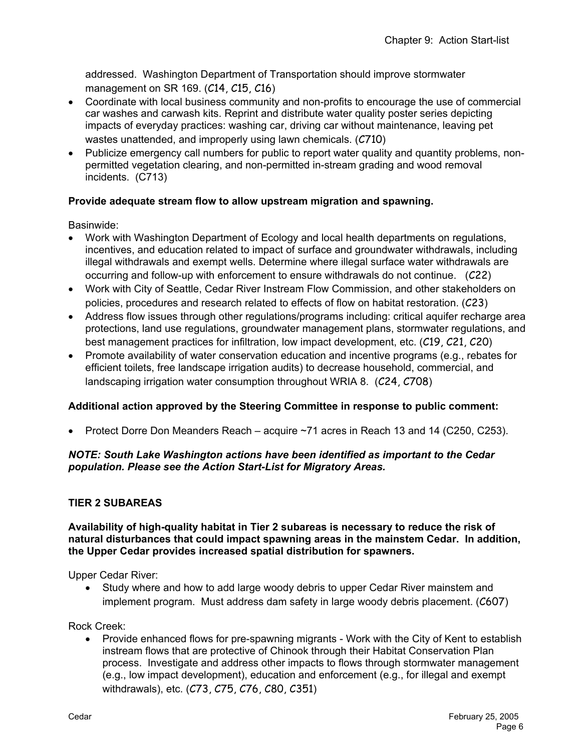addressed. Washington Department of Transportation should improve stormwater management on SR 169. (C14, C15, C16)

- Coordinate with local business community and non-profits to encourage the use of commercial car washes and carwash kits. Reprint and distribute water quality poster series depicting impacts of everyday practices: washing car, driving car without maintenance, leaving pet wastes unattended, and improperly using lawn chemicals. (C710)
- Publicize emergency call numbers for public to report water quality and quantity problems, non-permitted vegetation clearing, and non-permitted in-stream grading and wood removal incidents. (C713)

**Provide adequate stream flow to allow upstream migration and spawning.**

Basinwide:

- Work with Washington Department of Ecology and local health departments on regulations, incentives, and education related to impact of surface and groundwater withdrawals, including illegal withdrawals and exempt wells. Determine where illegal surface water withdrawals are occurring and follow-up with enforcement to ensure withdrawals do not continue. (C22)
- Work with City of Seattle, Cedar River Instream Flow Commission, and other stakeholders on policies, procedures and research related to effects of flow on habitat restoration. (C23)
- Address flow issues through other regulations/programs including: critical aquifer recharge area protections, land use regulations, groundwater management plans, stormwater regulations, and best management practices for infiltration, low impact development, etc. (C19, C21, C20)
- Promote availability of water conservation education and incentive programs (e.g., rebates for efficient toilets, free landscape irrigation audits) to decrease household, commercial, and landscaping irrigation water consumption throughout WRIA 8. (C24, C708)

**Additional action approved by the Steering Committee in response to public comment:**

- Protect Dorre Don Meanders Reach – acquire ~71 acres in Reach 13 and 14 (C250, C253).

***NOTE: South Lake Washington actions have been identified as important to the Cedar population. Please see the Action Start-List for Migratory Areas.***

**TIER 2 SUBAREAS**

**Availability of high-quality habitat in Tier 2 subareas is necessary to reduce the risk of natural disturbances that could impact spawning areas in the mainstem Cedar. In addition, the Upper Cedar provides increased spatial distribution for spawners.**

Upper Cedar River:

- Study where and how to add large woody debris to upper Cedar River mainstem and implement program. Must address dam safety in large woody debris placement. (C607)

Rock Creek:

- Provide enhanced flows for pre-spawning migrants - Work with the City of Kent to establish instream flows that are protective of Chinook through their Habitat Conservation Plan process. Investigate and address other impacts to flows through stormwater management (e.g., low impact development), education and enforcement (e.g., for illegal and exempt withdrawals), etc. (C73, C75, C76, C80, C351)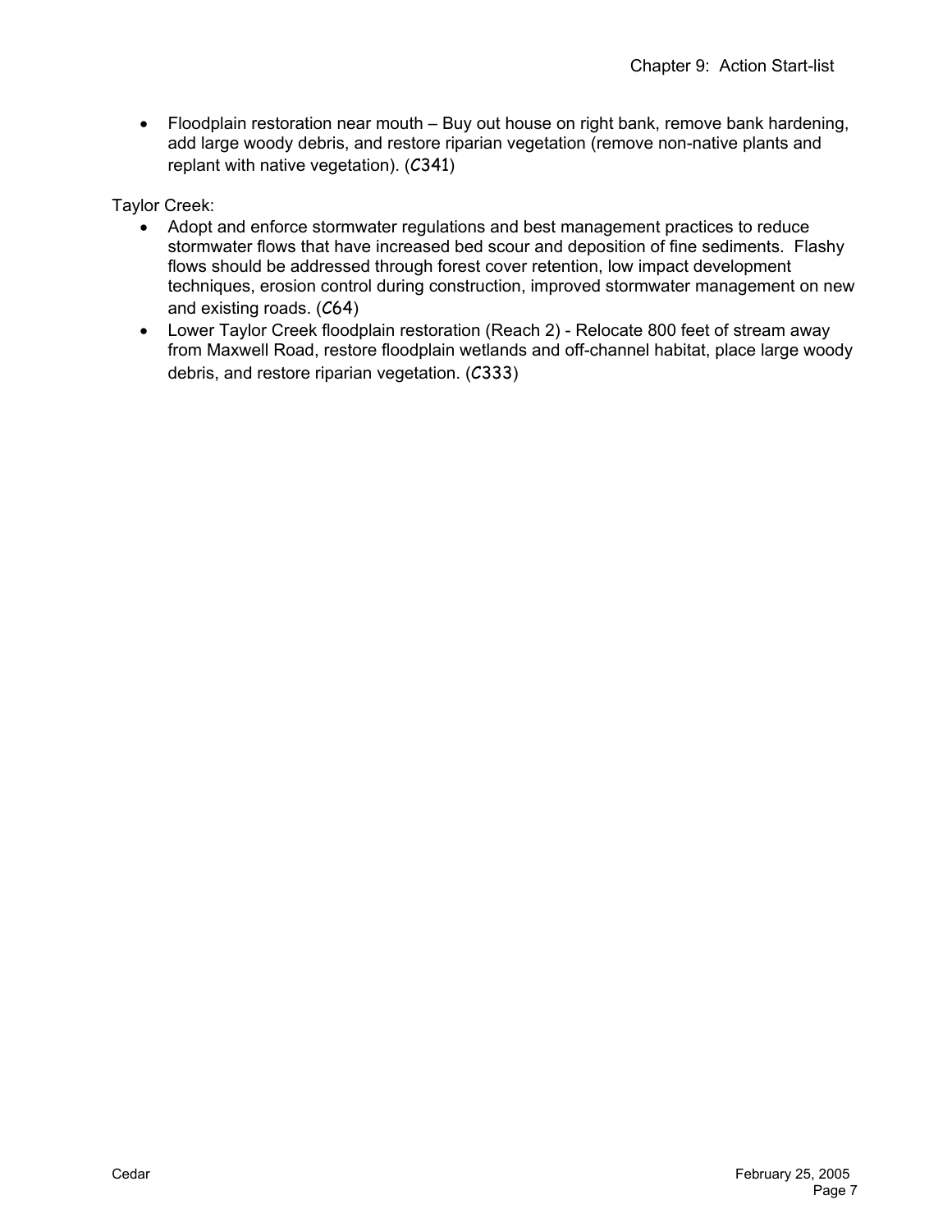- Floodplain restoration near mouth – Buy out house on right bank, remove bank hardening, add large woody debris, and restore riparian vegetation (remove non-native plants and replant with native vegetation). (C341)

Taylor Creek:

- Adopt and enforce stormwater regulations and best management practices to reduce stormwater flows that have increased bed scour and deposition of fine sediments. Flashy flows should be addressed through forest cover retention, low impact development techniques, erosion control during construction, improved stormwater management on new and existing roads. (C64)
- Lower Taylor Creek floodplain restoration (Reach 2) - Relocate 800 feet of stream away from Maxwell Road, restore floodplain wetlands and off-channel habitat, place large woody debris, and restore riparian vegetation. (C333)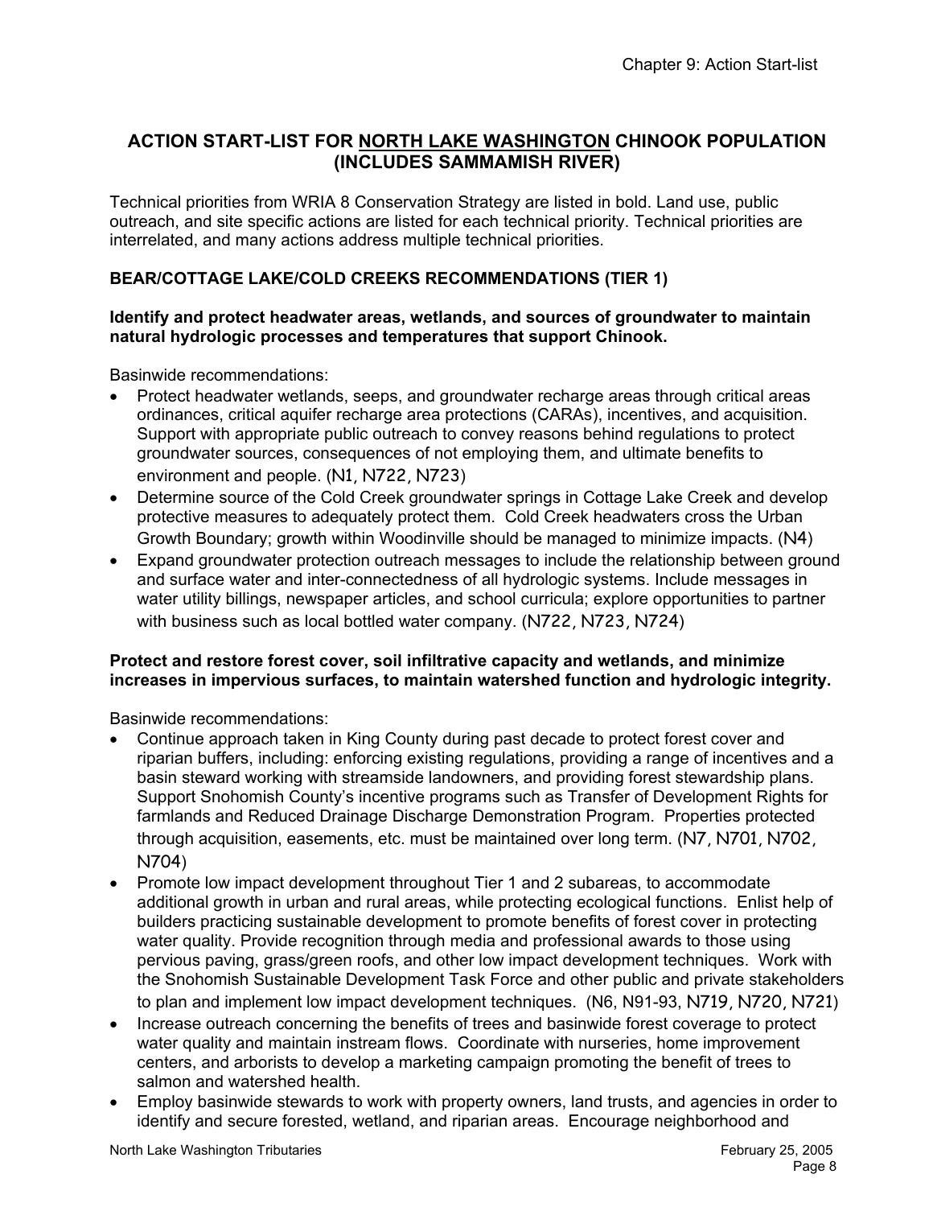## ACTION START-LIST FOR NORTH LAKE WASHINGTON CHINOOK POPULATION (INCLUDES SAMMAMISH RIVER)

Technical priorities from WRIA 8 Conservation Strategy are listed in bold. Land use, public outreach, and site specific actions are listed for each technical priority. Technical priorities are interrelated, and many actions address multiple technical priorities.

### BEAR/COTTAGE LAKE/COLD CREEKS RECOMMENDATIONS (TIER 1)

**Identify and protect headwater areas, wetlands, and sources of groundwater to maintain natural hydrologic processes and temperatures that support Chinook.**

Basinwide recommendations:

- Protect headwater wetlands, seeps, and groundwater recharge areas through critical areas ordinances, critical aquifer recharge area protections (CARAs), incentives, and acquisition. Support with appropriate public outreach to convey reasons behind regulations to protect groundwater sources, consequences of not employing them, and ultimate benefits to environment and people. (N1, N722, N723)
- Determine source of the Cold Creek groundwater springs in Cottage Lake Creek and develop protective measures to adequately protect them. Cold Creek headwaters cross the Urban Growth Boundary; growth within Woodinville should be managed to minimize impacts. (N4)
- Expand groundwater protection outreach messages to include the relationship between ground and surface water and inter-connectedness of all hydrologic systems. Include messages in water utility billings, newspaper articles, and school curricula; explore opportunities to partner with business such as local bottled water company. (N722, N723, N724)

**Protect and restore forest cover, soil infiltrative capacity and wetlands, and minimize increases in impervious surfaces, to maintain watershed function and hydrologic integrity.**

Basinwide recommendations:

- Continue approach taken in King County during past decade to protect forest cover and riparian buffers, including: enforcing existing regulations, providing a range of incentives and a basin steward working with streamside landowners, and providing forest stewardship plans. Support Snohomish County's incentive programs such as Transfer of Development Rights for farmlands and Reduced Drainage Discharge Demonstration Program. Properties protected through acquisition, easements, etc. must be maintained over long term. (N7, N701, N702, N704)
- Promote low impact development throughout Tier 1 and 2 subareas, to accommodate additional growth in urban and rural areas, while protecting ecological functions. Enlist help of builders practicing sustainable development to promote benefits of forest cover in protecting water quality. Provide recognition through media and professional awards to those using pervious paving, grass/green roofs, and other low impact development techniques. Work with the Snohomish Sustainable Development Task Force and other public and private stakeholders to plan and implement low impact development techniques. (N6, N91-93, N719, N720, N721)
- Increase outreach concerning the benefits of trees and basinwide forest coverage to protect water quality and maintain instream flows. Coordinate with nurseries, home improvement centers, and arborists to develop a marketing campaign promoting the benefit of trees to salmon and watershed health.
- Employ basinwide stewards to work with property owners, land trusts, and agencies in order to identify and secure forested, wetland, and riparian areas. Encourage neighborhood and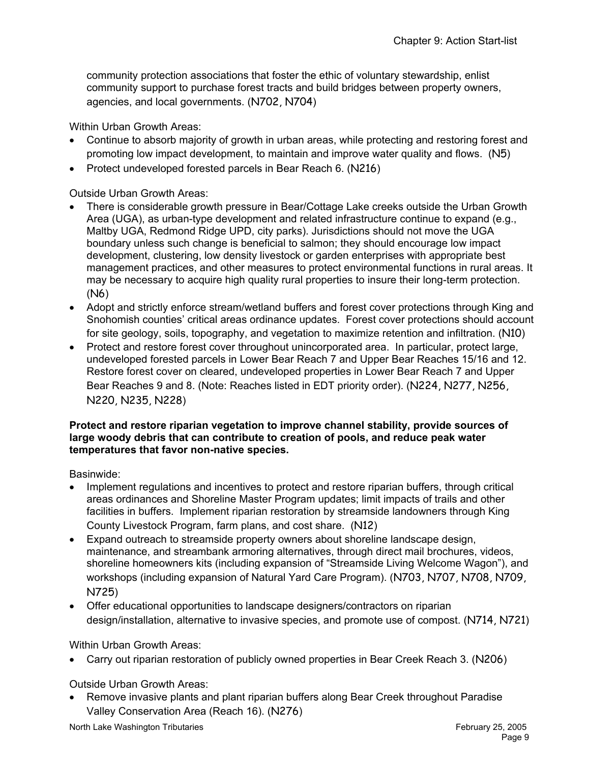community protection associations that foster the ethic of voluntary stewardship, enlist community support to purchase forest tracts and build bridges between property owners, agencies, and local governments. (N702, N704)

Within Urban Growth Areas:

- Continue to absorb majority of growth in urban areas, while protecting and restoring forest and promoting low impact development, to maintain and improve water quality and flows. (N5)
- Protect undeveloped forested parcels in Bear Reach 6. (N216)

Outside Urban Growth Areas:

- There is considerable growth pressure in Bear/Cottage Lake creeks outside the Urban Growth Area (UGA), as urban-type development and related infrastructure continue to expand (e.g., Maltby UGA, Redmond Ridge UPD, city parks). Jurisdictions should not move the UGA boundary unless such change is beneficial to salmon; they should encourage low impact development, clustering, low density livestock or garden enterprises with appropriate best management practices, and other measures to protect environmental functions in rural areas. It may be necessary to acquire high quality rural properties to insure their long-term protection. (N6)
- Adopt and strictly enforce stream/wetland buffers and forest cover protections through King and Snohomish counties' critical areas ordinance updates. Forest cover protections should account for site geology, soils, topography, and vegetation to maximize retention and infiltration. (N10)
- Protect and restore forest cover throughout unincorporated area. In particular, protect large, undeveloped forested parcels in Lower Bear Reach 7 and Upper Bear Reaches 15/16 and 12. Restore forest cover on cleared, undeveloped properties in Lower Bear Reach 7 and Upper Bear Reaches 9 and 8. (Note: Reaches listed in EDT priority order). (N224, N277, N256, N220, N235, N228)

**Protect and restore riparian vegetation to improve channel stability, provide sources of large woody debris that can contribute to creation of pools, and reduce peak water temperatures that favor non-native species.**

Basinwide:

- Implement regulations and incentives to protect and restore riparian buffers, through critical areas ordinances and Shoreline Master Program updates; limit impacts of trails and other facilities in buffers. Implement riparian restoration by streamside landowners through King County Livestock Program, farm plans, and cost share. (N12)
- Expand outreach to streamside property owners about shoreline landscape design, maintenance, and streambank armoring alternatives, through direct mail brochures, videos, shoreline homeowners kits (including expansion of "Streamside Living Welcome Wagon"), and workshops (including expansion of Natural Yard Care Program). (N703, N707, N708, N709, N725)
- Offer educational opportunities to landscape designers/contractors on riparian design/installation, alternative to invasive species, and promote use of compost. (N714, N721)

Within Urban Growth Areas:

- Carry out riparian restoration of publicly owned properties in Bear Creek Reach 3. (N206)

Outside Urban Growth Areas:

- Remove invasive plants and plant riparian buffers along Bear Creek throughout Paradise Valley Conservation Area (Reach 16). (N276)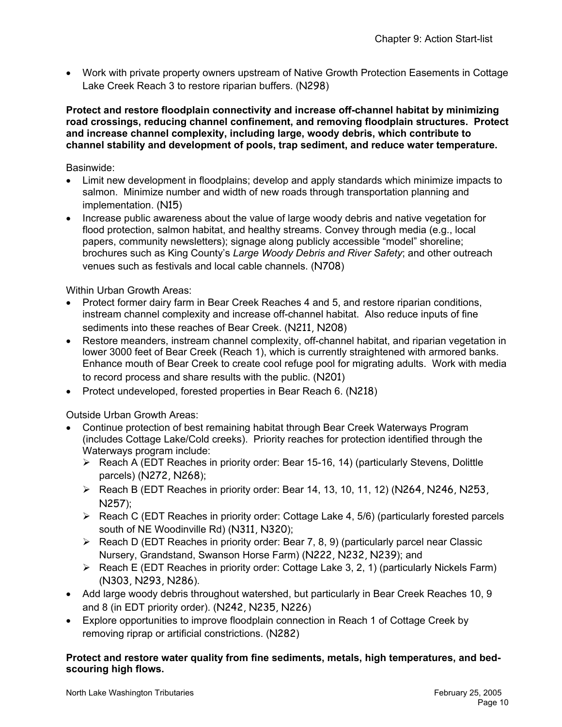- Work with private property owners upstream of Native Growth Protection Easements in Cottage Lake Creek Reach 3 to restore riparian buffers. (N298)

**Protect and restore floodplain connectivity and increase off-channel habitat by minimizing road crossings, reducing channel confinement, and removing floodplain structures. Protect and increase channel complexity, including large, woody debris, which contribute to channel stability and development of pools, trap sediment, and reduce water temperature.**

Basinwide:

- Limit new development in floodplains; develop and apply standards which minimize impacts to salmon. Minimize number and width of new roads through transportation planning and implementation. (N15)
- Increase public awareness about the value of large woody debris and native vegetation for flood protection, salmon habitat, and healthy streams. Convey through media (e.g., local papers, community newsletters); signage along publicly accessible "model" shoreline; brochures such as King County's *Large Woody Debris and River Safety*; and other outreach venues such as festivals and local cable channels. (N708)

Within Urban Growth Areas:

- Protect former dairy farm in Bear Creek Reaches 4 and 5, and restore riparian conditions, instream channel complexity and increase off-channel habitat. Also reduce inputs of fine sediments into these reaches of Bear Creek. (N211, N208)
- Restore meanders, instream channel complexity, off-channel habitat, and riparian vegetation in lower 3000 feet of Bear Creek (Reach 1), which is currently straightened with armored banks. Enhance mouth of Bear Creek to create cool refuge pool for migrating adults. Work with media to record process and share results with the public. (N201)
- Protect undeveloped, forested properties in Bear Reach 6. (N218)

Outside Urban Growth Areas:

- Continue protection of best remaining habitat through Bear Creek Waterways Program (includes Cottage Lake/Cold creeks). Priority reaches for protection identified through the Waterways program include:
  - Reach A (EDT Reaches in priority order: Bear 15-16, 14) (particularly Stevens, Dolittle parcels) (N272, N268);
  - Reach B (EDT Reaches in priority order: Bear 14, 13, 10, 11, 12) (N264, N246, N253, N257);
  - Reach C (EDT Reaches in priority order: Cottage Lake 4, 5/6) (particularly forested parcels south of NE Woodinville Rd) (N311, N320);
  - Reach D (EDT Reaches in priority order: Bear 7, 8, 9) (particularly parcel near Classic Nursery, Grandstand, Swanson Horse Farm) (N222, N232, N239); and
  - Reach E (EDT Reaches in priority order: Cottage Lake 3, 2, 1) (particularly Nickels Farm) (N303, N293, N286).
- Add large woody debris throughout watershed, but particularly in Bear Creek Reaches 10, 9 and 8 (in EDT priority order). (N242, N235, N226)
- Explore opportunities to improve floodplain connection in Reach 1 of Cottage Creek by removing riprap or artificial constrictions. (N282)

**Protect and restore water quality from fine sediments, metals, high temperatures, and bed-scouring high flows.**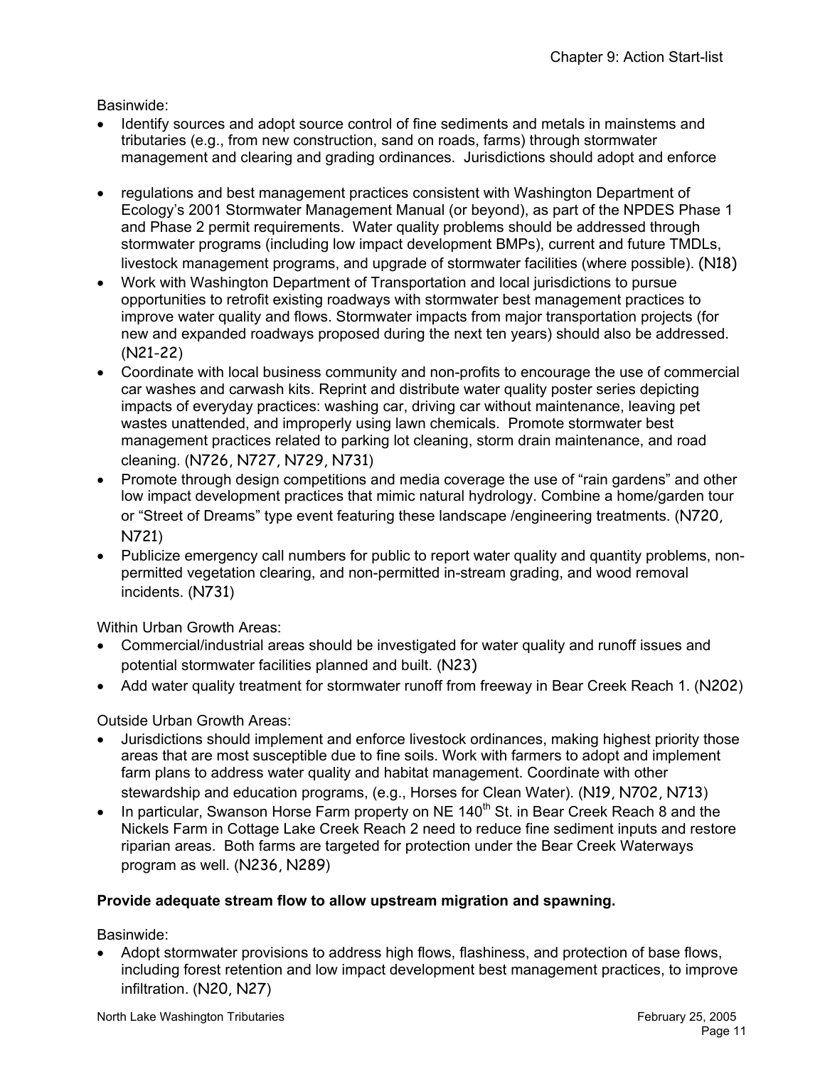Basinwide:

- Identify sources and adopt source control of fine sediments and metals in mainstems and tributaries (e.g., from new construction, sand on roads, farms) through stormwater management and clearing and grading ordinances. Jurisdictions should adopt and enforce
- regulations and best management practices consistent with Washington Department of Ecology's 2001 Stormwater Management Manual (or beyond), as part of the NPDES Phase 1 and Phase 2 permit requirements. Water quality problems should be addressed through stormwater programs (including low impact development BMPs), current and future TMDLs, livestock management programs, and upgrade of stormwater facilities (where possible). (N18)
- Work with Washington Department of Transportation and local jurisdictions to pursue opportunities to retrofit existing roadways with stormwater best management practices to improve water quality and flows. Stormwater impacts from major transportation projects (for new and expanded roadways proposed during the next ten years) should also be addressed. (N21-22)
- Coordinate with local business community and non-profits to encourage the use of commercial car washes and carwash kits. Reprint and distribute water quality poster series depicting impacts of everyday practices: washing car, driving car without maintenance, leaving pet wastes unattended, and improperly using lawn chemicals. Promote stormwater best management practices related to parking lot cleaning, storm drain maintenance, and road cleaning. (N726, N727, N729, N731)
- Promote through design competitions and media coverage the use of "rain gardens" and other low impact development practices that mimic natural hydrology. Combine a home/garden tour or "Street of Dreams" type event featuring these landscape /engineering treatments. (N720, N721)
- Publicize emergency call numbers for public to report water quality and quantity problems, non-permitted vegetation clearing, and non-permitted in-stream grading, and wood removal incidents. (N731)

Within Urban Growth Areas:

- Commercial/industrial areas should be investigated for water quality and runoff issues and potential stormwater facilities planned and built. (N23)
- Add water quality treatment for stormwater runoff from freeway in Bear Creek Reach 1. (N202)

Outside Urban Growth Areas:

- Jurisdictions should implement and enforce livestock ordinances, making highest priority those areas that are most susceptible due to fine soils. Work with farmers to adopt and implement farm plans to address water quality and habitat management. Coordinate with other stewardship and education programs, (e.g., Horses for Clean Water). (N19, N702, N713)
- In particular, Swanson Horse Farm property on NE 140th St. in Bear Creek Reach 8 and the Nickels Farm in Cottage Lake Creek Reach 2 need to reduce fine sediment inputs and restore riparian areas. Both farms are targeted for protection under the Bear Creek Waterways program as well. (N236, N289)

**Provide adequate stream flow to allow upstream migration and spawning.**

Basinwide:

- Adopt stormwater provisions to address high flows, flashiness, and protection of base flows, including forest retention and low impact development best management practices, to improve infiltration. (N20, N27)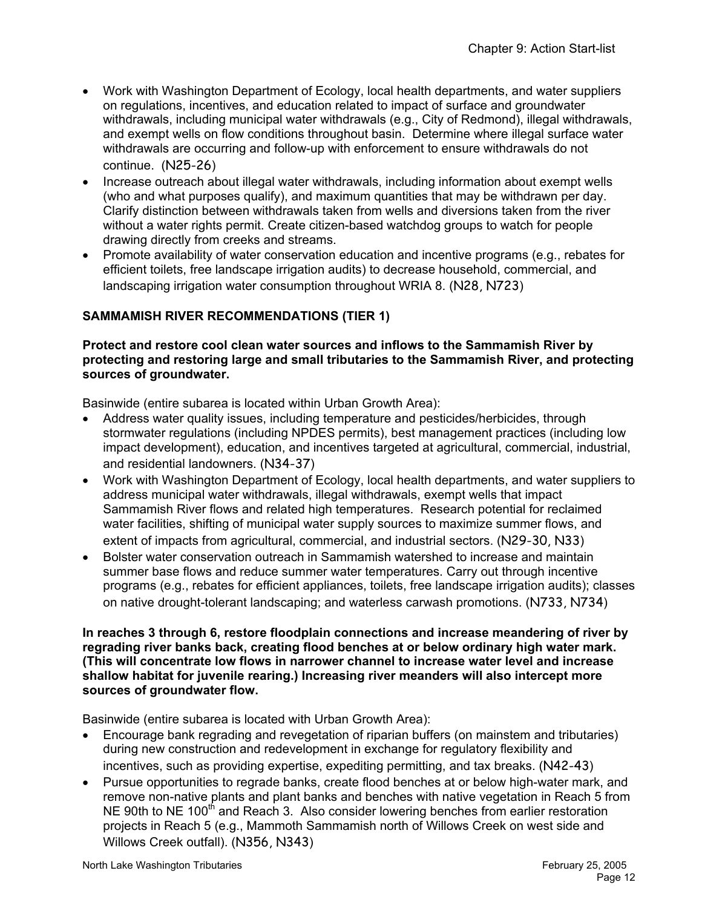- Work with Washington Department of Ecology, local health departments, and water suppliers on regulations, incentives, and education related to impact of surface and groundwater withdrawals, including municipal water withdrawals (e.g., City of Redmond), illegal withdrawals, and exempt wells on flow conditions throughout basin. Determine where illegal surface water withdrawals are occurring and follow-up with enforcement to ensure withdrawals do not continue. (N25-26)
- Increase outreach about illegal water withdrawals, including information about exempt wells (who and what purposes qualify), and maximum quantities that may be withdrawn per day. Clarify distinction between withdrawals taken from wells and diversions taken from the river without a water rights permit. Create citizen-based watchdog groups to watch for people drawing directly from creeks and streams.
- Promote availability of water conservation education and incentive programs (e.g., rebates for efficient toilets, free landscape irrigation audits) to decrease household, commercial, and landscaping irrigation water consumption throughout WRIA 8. (N28, N723)

**SAMMAMISH RIVER RECOMMENDATIONS (TIER 1)**

**Protect and restore cool clean water sources and inflows to the Sammamish River by protecting and restoring large and small tributaries to the Sammamish River, and protecting sources of groundwater.**

Basinwide (entire subarea is located within Urban Growth Area):

- Address water quality issues, including temperature and pesticides/herbicides, through stormwater regulations (including NPDES permits), best management practices (including low impact development), education, and incentives targeted at agricultural, commercial, industrial, and residential landowners. (N34-37)
- Work with Washington Department of Ecology, local health departments, and water suppliers to address municipal water withdrawals, illegal withdrawals, exempt wells that impact Sammamish River flows and related high temperatures. Research potential for reclaimed water facilities, shifting of municipal water supply sources to maximize summer flows, and extent of impacts from agricultural, commercial, and industrial sectors. (N29-30, N33)
- Bolster water conservation outreach in Sammamish watershed to increase and maintain summer base flows and reduce summer water temperatures. Carry out through incentive programs (e.g., rebates for efficient appliances, toilets, free landscape irrigation audits); classes on native drought-tolerant landscaping; and waterless carwash promotions. (N733, N734)

**In reaches 3 through 6, restore floodplain connections and increase meandering of river by regrading river banks back, creating flood benches at or below ordinary high water mark. (This will concentrate low flows in narrower channel to increase water level and increase shallow habitat for juvenile rearing.) Increasing river meanders will also intercept more sources of groundwater flow.**

Basinwide (entire subarea is located with Urban Growth Area):

- Encourage bank regrading and revegetation of riparian buffers (on mainstem and tributaries) during new construction and redevelopment in exchange for regulatory flexibility and incentives, such as providing expertise, expediting permitting, and tax breaks. (N42-43)
- Pursue opportunities to regrade banks, create flood benches at or below high-water mark, and remove non-native plants and plant banks and benches with native vegetation in Reach 5 from NE 90th to NE 100th and Reach 3. Also consider lowering benches from earlier restoration projects in Reach 5 (e.g., Mammoth Sammamish north of Willows Creek on west side and Willows Creek outfall). (N356, N343)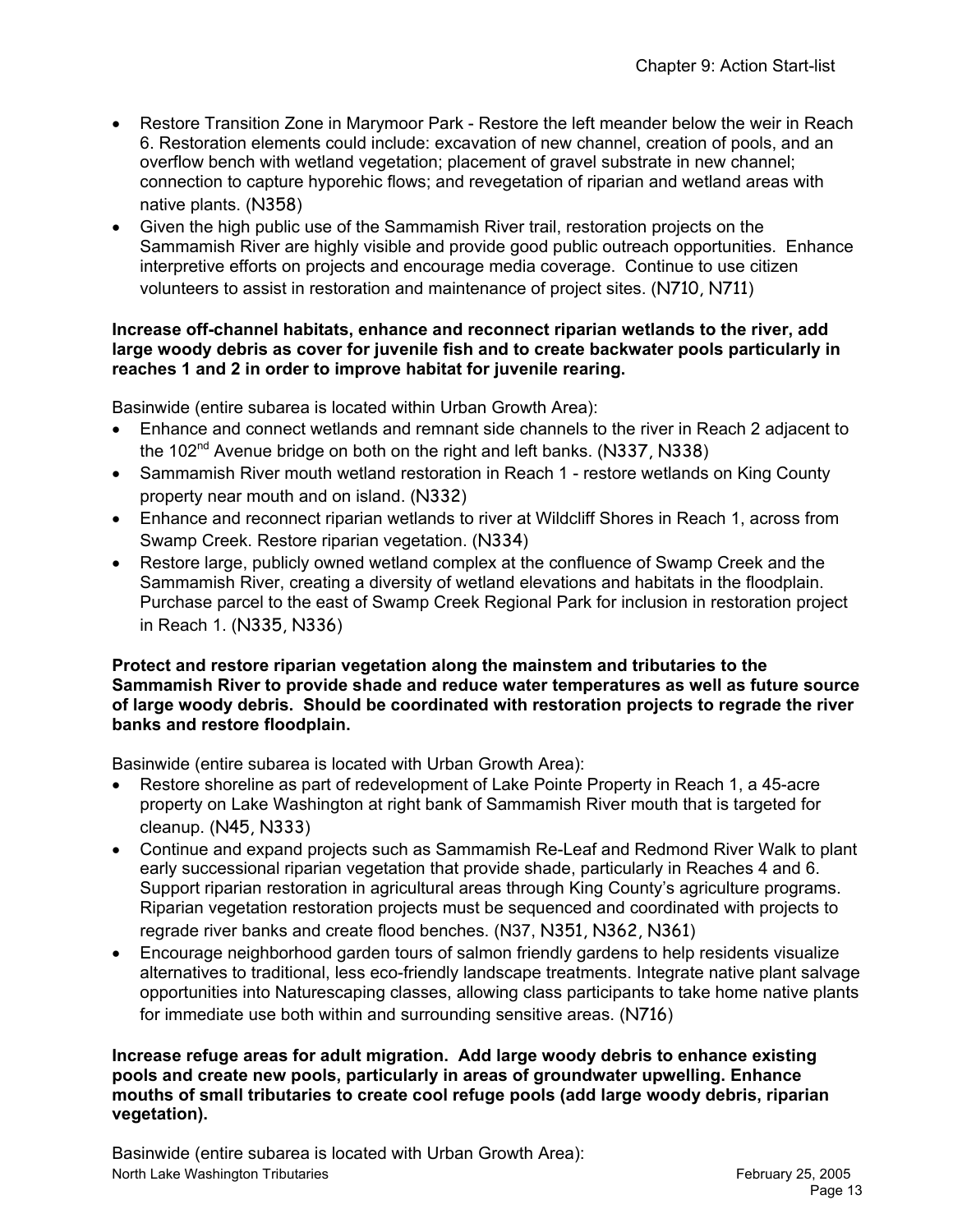- Restore Transition Zone in Marymoor Park - Restore the left meander below the weir in Reach 6. Restoration elements could include: excavation of new channel, creation of pools, and an overflow bench with wetland vegetation; placement of gravel substrate in new channel; connection to capture hyporehic flows; and revegetation of riparian and wetland areas with native plants. (N358)
- Given the high public use of the Sammamish River trail, restoration projects on the Sammamish River are highly visible and provide good public outreach opportunities. Enhance interpretive efforts on projects and encourage media coverage. Continue to use citizen volunteers to assist in restoration and maintenance of project sites. (N710, N711)

**Increase off-channel habitats, enhance and reconnect riparian wetlands to the river, add large woody debris as cover for juvenile fish and to create backwater pools particularly in reaches 1 and 2 in order to improve habitat for juvenile rearing.**

Basinwide (entire subarea is located within Urban Growth Area):

- Enhance and connect wetlands and remnant side channels to the river in Reach 2 adjacent to the 102nd Avenue bridge on both on the right and left banks. (N337, N338)
- Sammamish River mouth wetland restoration in Reach 1 - restore wetlands on King County property near mouth and on island. (N332)
- Enhance and reconnect riparian wetlands to river at Wildcliff Shores in Reach 1, across from Swamp Creek. Restore riparian vegetation. (N334)
- Restore large, publicly owned wetland complex at the confluence of Swamp Creek and the Sammamish River, creating a diversity of wetland elevations and habitats in the floodplain. Purchase parcel to the east of Swamp Creek Regional Park for inclusion in restoration project in Reach 1. (N335, N336)

**Protect and restore riparian vegetation along the mainstem and tributaries to the Sammamish River to provide shade and reduce water temperatures as well as future source of large woody debris. Should be coordinated with restoration projects to regrade the river banks and restore floodplain.**

Basinwide (entire subarea is located with Urban Growth Area):

- Restore shoreline as part of redevelopment of Lake Pointe Property in Reach 1, a 45-acre property on Lake Washington at right bank of Sammamish River mouth that is targeted for cleanup. (N45, N333)
- Continue and expand projects such as Sammamish Re-Leaf and Redmond River Walk to plant early successional riparian vegetation that provide shade, particularly in Reaches 4 and 6. Support riparian restoration in agricultural areas through King County's agriculture programs. Riparian vegetation restoration projects must be sequenced and coordinated with projects to regrade river banks and create flood benches. (N37, N351, N362, N361)
- Encourage neighborhood garden tours of salmon friendly gardens to help residents visualize alternatives to traditional, less eco-friendly landscape treatments. Integrate native plant salvage opportunities into Naturescaping classes, allowing class participants to take home native plants for immediate use both within and surrounding sensitive areas. (N716)

**Increase refuge areas for adult migration. Add large woody debris to enhance existing pools and create new pools, particularly in areas of groundwater upwelling. Enhance mouths of small tributaries to create cool refuge pools (add large woody debris, riparian vegetation).**

Basinwide (entire subarea is located with Urban Growth Area):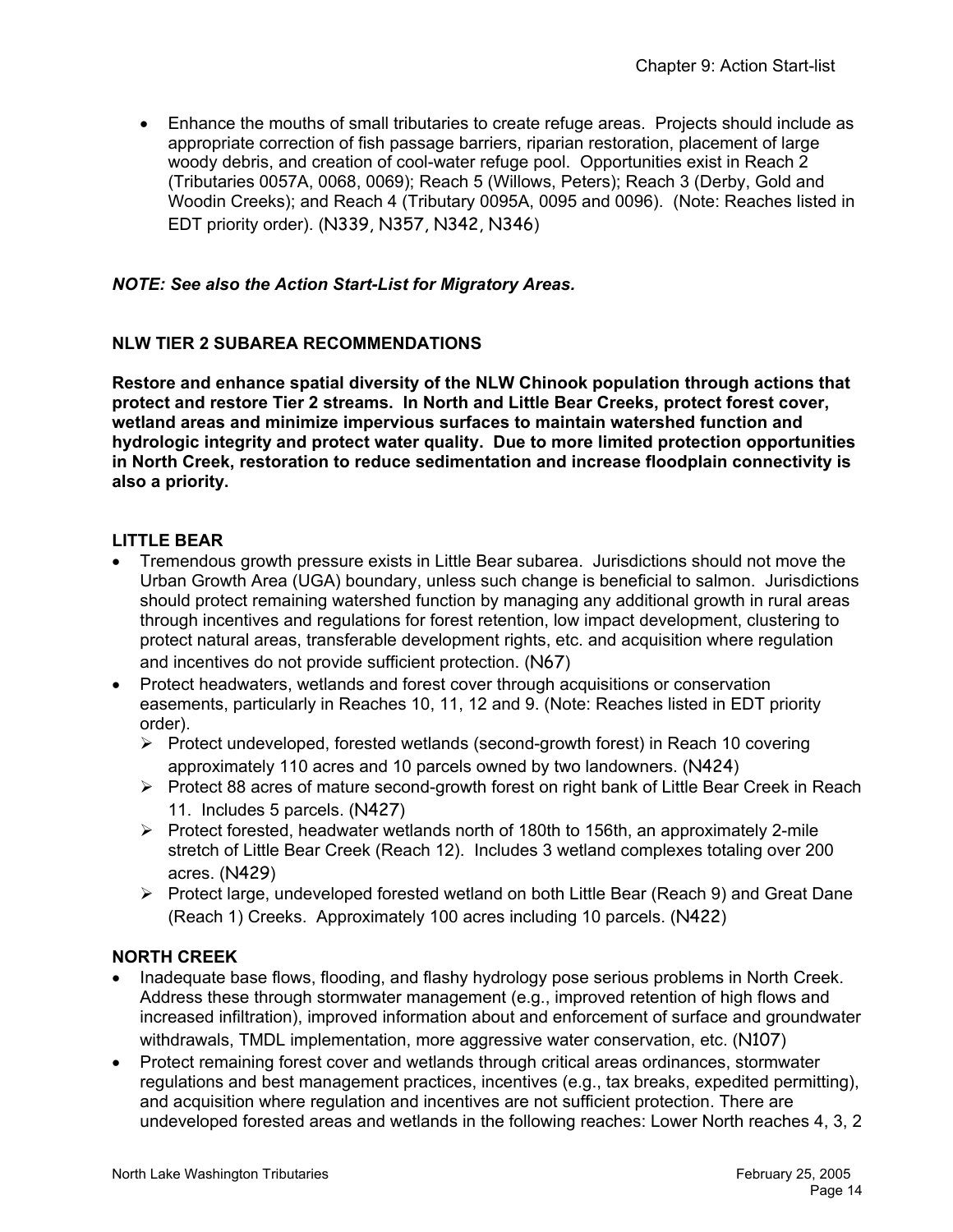- Enhance the mouths of small tributaries to create refuge areas. Projects should include as appropriate correction of fish passage barriers, riparian restoration, placement of large woody debris, and creation of cool-water refuge pool. Opportunities exist in Reach 2 (Tributaries 0057A, 0068, 0069); Reach 5 (Willows, Peters); Reach 3 (Derby, Gold and Woodin Creeks); and Reach 4 (Tributary 0095A, 0095 and 0096). (Note: Reaches listed in EDT priority order). (N339, N357, N342, N346)

***NOTE: See also the Action Start-List for Migratory Areas.***

**NLW TIER 2 SUBAREA RECOMMENDATIONS**

**Restore and enhance spatial diversity of the NLW Chinook population through actions that protect and restore Tier 2 streams. In North and Little Bear Creeks, protect forest cover, wetland areas and minimize impervious surfaces to maintain watershed function and hydrologic integrity and protect water quality. Due to more limited protection opportunities in North Creek, restoration to reduce sedimentation and increase floodplain connectivity is also a priority.**

**LITTLE BEAR**

- Tremendous growth pressure exists in Little Bear subarea. Jurisdictions should not move the Urban Growth Area (UGA) boundary, unless such change is beneficial to salmon. Jurisdictions should protect remaining watershed function by managing any additional growth in rural areas through incentives and regulations for forest retention, low impact development, clustering to protect natural areas, transferable development rights, etc. and acquisition where regulation and incentives do not provide sufficient protection. (N67)
- Protect headwaters, wetlands and forest cover through acquisitions or conservation easements, particularly in Reaches 10, 11, 12 and 9. (Note: Reaches listed in EDT priority order).
  - Protect undeveloped, forested wetlands (second-growth forest) in Reach 10 covering approximately 110 acres and 10 parcels owned by two landowners. (N424)
  - Protect 88 acres of mature second-growth forest on right bank of Little Bear Creek in Reach 11. Includes 5 parcels. (N427)
  - Protect forested, headwater wetlands north of 180th to 156th, an approximately 2-mile stretch of Little Bear Creek (Reach 12). Includes 3 wetland complexes totaling over 200 acres. (N429)
  - Protect large, undeveloped forested wetland on both Little Bear (Reach 9) and Great Dane (Reach 1) Creeks. Approximately 100 acres including 10 parcels. (N422)

**NORTH CREEK**

- Inadequate base flows, flooding, and flashy hydrology pose serious problems in North Creek. Address these through stormwater management (e.g., improved retention of high flows and increased infiltration), improved information about and enforcement of surface and groundwater withdrawals, TMDL implementation, more aggressive water conservation, etc. (N107)
- Protect remaining forest cover and wetlands through critical areas ordinances, stormwater regulations and best management practices, incentives (e.g., tax breaks, expedited permitting), and acquisition where regulation and incentives are not sufficient protection. There are undeveloped forested areas and wetlands in the following reaches: Lower North reaches 4, 3, 2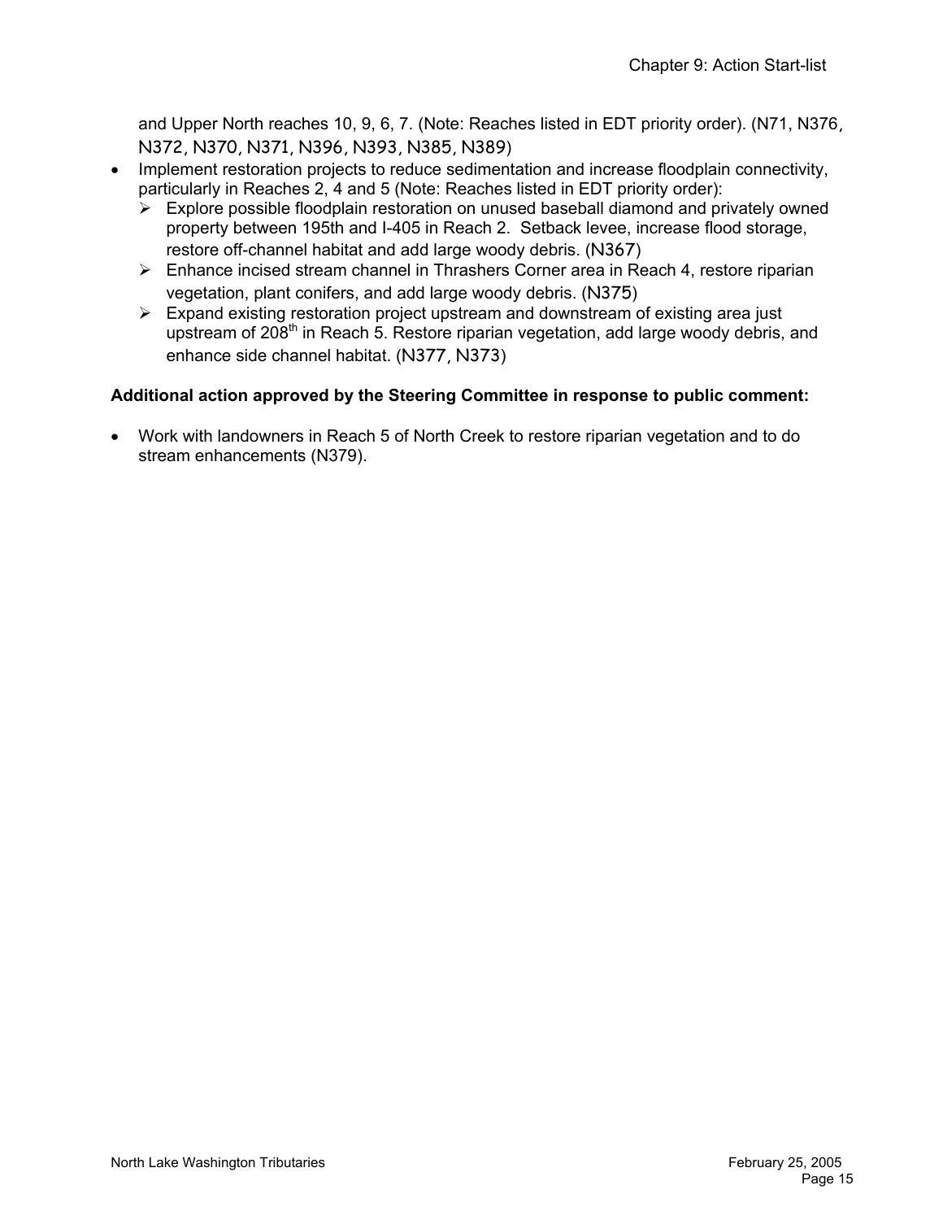and Upper North reaches 10, 9, 6, 7. (Note: Reaches listed in EDT priority order). (N71, N376, N372, N370, N371, N396, N393, N385, N389)

- Implement restoration projects to reduce sedimentation and increase floodplain connectivity, particularly in Reaches 2, 4 and 5 (Note: Reaches listed in EDT priority order):
  - Explore possible floodplain restoration on unused baseball diamond and privately owned property between 195th and I-405 in Reach 2. Setback levee, increase flood storage, restore off-channel habitat and add large woody debris. (N367)
  - Enhance incised stream channel in Thrashers Corner area in Reach 4, restore riparian vegetation, plant conifers, and add large woody debris. (N375)
  - Expand existing restoration project upstream and downstream of existing area just upstream of 208th in Reach 5. Restore riparian vegetation, add large woody debris, and enhance side channel habitat. (N377, N373)

**Additional action approved by the Steering Committee in response to public comment:**

- Work with landowners in Reach 5 of North Creek to restore riparian vegetation and to do stream enhancements (N379).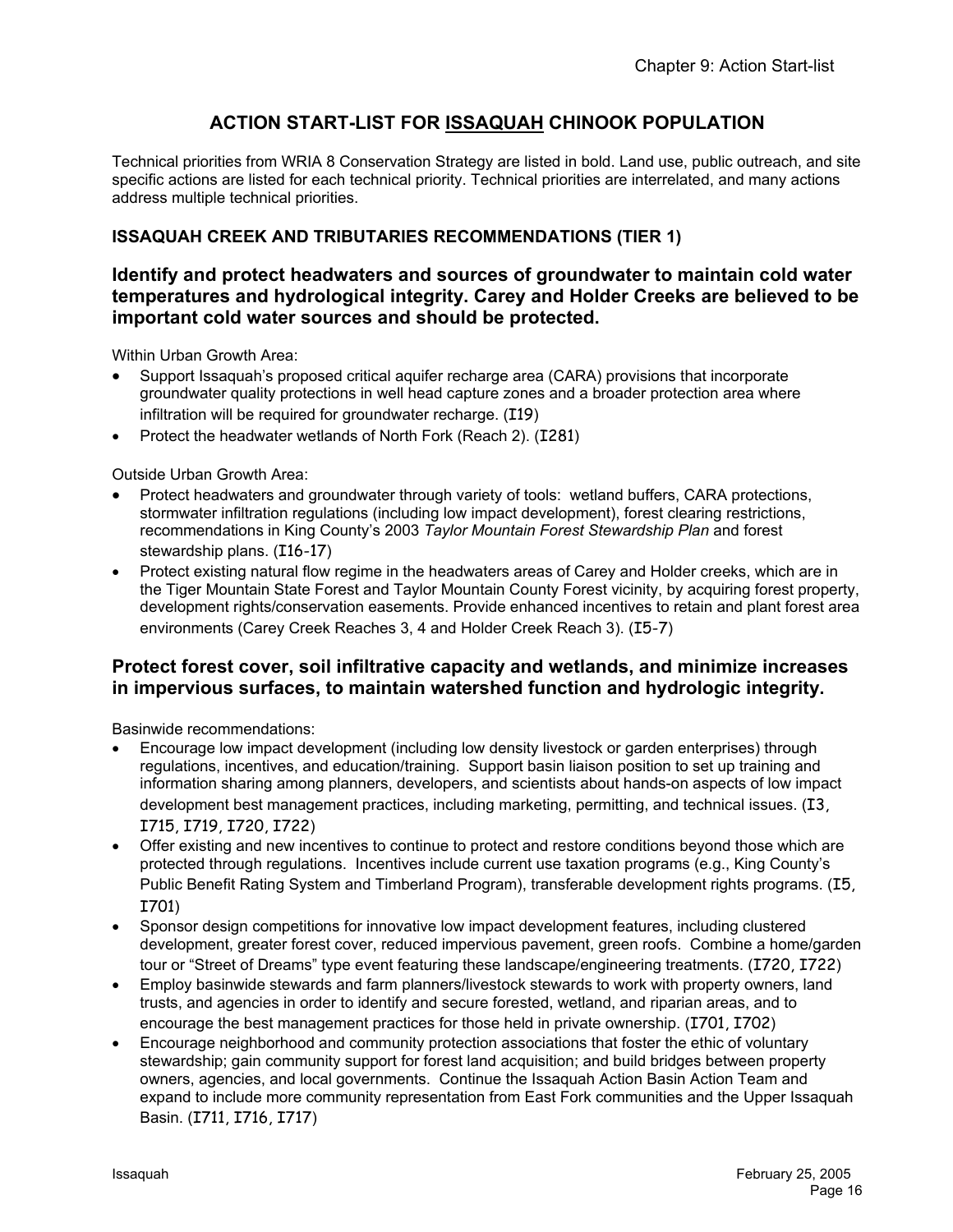# ACTION START-LIST FOR ISSAQUAH CHINOOK POPULATION

Technical priorities from WRIA 8 Conservation Strategy are listed in bold. Land use, public outreach, and site specific actions are listed for each technical priority. Technical priorities are interrelated, and many actions address multiple technical priorities.

### ISSAQUAH CREEK AND TRIBUTARIES RECOMMENDATIONS (TIER 1)

## Identify and protect headwaters and sources of groundwater to maintain cold water temperatures and hydrological integrity. Carey and Holder Creeks are believed to be important cold water sources and should be protected.

Within Urban Growth Area:

- Support Issaquah's proposed critical aquifer recharge area (CARA) provisions that incorporate groundwater quality protections in well head capture zones and a broader protection area where infiltration will be required for groundwater recharge. (I19)
- Protect the headwater wetlands of North Fork (Reach 2). (I281)

Outside Urban Growth Area:

- Protect headwaters and groundwater through variety of tools: wetland buffers, CARA protections, stormwater infiltration regulations (including low impact development), forest clearing restrictions, recommendations in King County's 2003 *Taylor Mountain Forest Stewardship Plan* and forest stewardship plans. (I16-17)
- Protect existing natural flow regime in the headwaters areas of Carey and Holder creeks, which are in the Tiger Mountain State Forest and Taylor Mountain County Forest vicinity, by acquiring forest property, development rights/conservation easements. Provide enhanced incentives to retain and plant forest area environments (Carey Creek Reaches 3, 4 and Holder Creek Reach 3). (I5-7)

## Protect forest cover, soil infiltrative capacity and wetlands, and minimize increases in impervious surfaces, to maintain watershed function and hydrologic integrity.

Basinwide recommendations:

- Encourage low impact development (including low density livestock or garden enterprises) through regulations, incentives, and education/training. Support basin liaison position to set up training and information sharing among planners, developers, and scientists about hands-on aspects of low impact development best management practices, including marketing, permitting, and technical issues. (I3, I715, I719, I720, I722)
- Offer existing and new incentives to continue to protect and restore conditions beyond those which are protected through regulations. Incentives include current use taxation programs (e.g., King County's Public Benefit Rating System and Timberland Program), transferable development rights programs. (I5, I701)
- Sponsor design competitions for innovative low impact development features, including clustered development, greater forest cover, reduced impervious pavement, green roofs. Combine a home/garden tour or "Street of Dreams" type event featuring these landscape/engineering treatments. (I720, I722)
- Employ basinwide stewards and farm planners/livestock stewards to work with property owners, land trusts, and agencies in order to identify and secure forested, wetland, and riparian areas, and to encourage the best management practices for those held in private ownership. (I701, I702)
- Encourage neighborhood and community protection associations that foster the ethic of voluntary stewardship; gain community support for forest land acquisition; and build bridges between property owners, agencies, and local governments. Continue the Issaquah Action Basin Action Team and expand to include more community representation from East Fork communities and the Upper Issaquah Basin. (I711, I716, I717)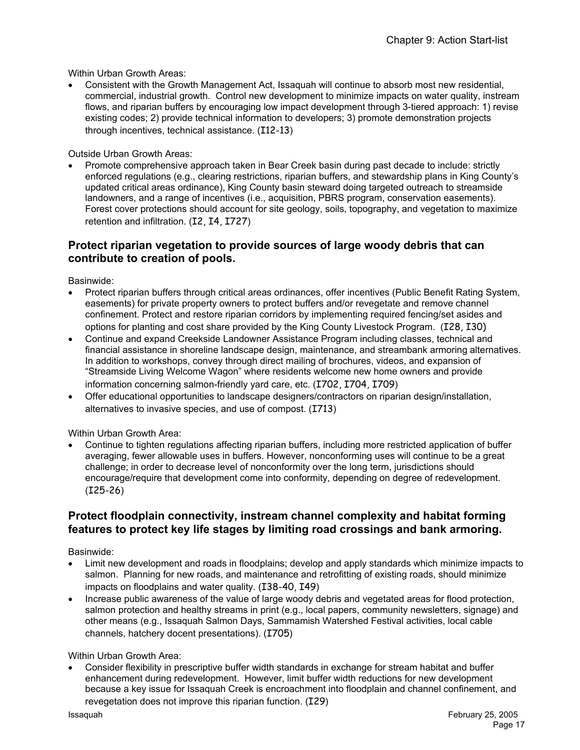Within Urban Growth Areas:

- Consistent with the Growth Management Act, Issaquah will continue to absorb most new residential, commercial, industrial growth. Control new development to minimize impacts on water quality, instream flows, and riparian buffers by encouraging low impact development through 3-tiered approach: 1) revise existing codes; 2) provide technical information to developers; 3) promote demonstration projects through incentives, technical assistance. (I12-13)

Outside Urban Growth Areas:

- Promote comprehensive approach taken in Bear Creek basin during past decade to include: strictly enforced regulations (e.g., clearing restrictions, riparian buffers, and stewardship plans in King County's updated critical areas ordinance), King County basin steward doing targeted outreach to streamside landowners, and a range of incentives (i.e., acquisition, PBRS program, conservation easements). Forest cover protections should account for site geology, soils, topography, and vegetation to maximize retention and infiltration. (I2, I4, I727)

### Protect riparian vegetation to provide sources of large woody debris that can contribute to creation of pools.

Basinwide:

- Protect riparian buffers through critical areas ordinances, offer incentives (Public Benefit Rating System, easements) for private property owners to protect buffers and/or revegetate and remove channel confinement. Protect and restore riparian corridors by implementing required fencing/set asides and options for planting and cost share provided by the King County Livestock Program. (I28, I30)
- Continue and expand Creekside Landowner Assistance Program including classes, technical and financial assistance in shoreline landscape design, maintenance, and streambank armoring alternatives. In addition to workshops, convey through direct mailing of brochures, videos, and expansion of "Streamside Living Welcome Wagon" where residents welcome new home owners and provide information concerning salmon-friendly yard care, etc. (I702, I704, I709)
- Offer educational opportunities to landscape designers/contractors on riparian design/installation, alternatives to invasive species, and use of compost. (I713)

Within Urban Growth Area:

- Continue to tighten regulations affecting riparian buffers, including more restricted application of buffer averaging, fewer allowable uses in buffers. However, nonconforming uses will continue to be a great challenge; in order to decrease level of nonconformity over the long term, jurisdictions should encourage/require that development come into conformity, depending on degree of redevelopment. (I25-26)

### Protect floodplain connectivity, instream channel complexity and habitat forming features to protect key life stages by limiting road crossings and bank armoring.

Basinwide:

- Limit new development and roads in floodplains; develop and apply standards which minimize impacts to salmon. Planning for new roads, and maintenance and retrofitting of existing roads, should minimize impacts on floodplains and water quality. (I38-40, I49)
- Increase public awareness of the value of large woody debris and vegetated areas for flood protection, salmon protection and healthy streams in print (e.g., local papers, community newsletters, signage) and other means (e.g., Issaquah Salmon Days, Sammamish Watershed Festival activities, local cable channels, hatchery docent presentations). (I705)

Within Urban Growth Area:

- Consider flexibility in prescriptive buffer width standards in exchange for stream habitat and buffer enhancement during redevelopment. However, limit buffer width reductions for new development because a key issue for Issaquah Creek is encroachment into floodplain and channel confinement, and revegetation does not improve this riparian function. (I29)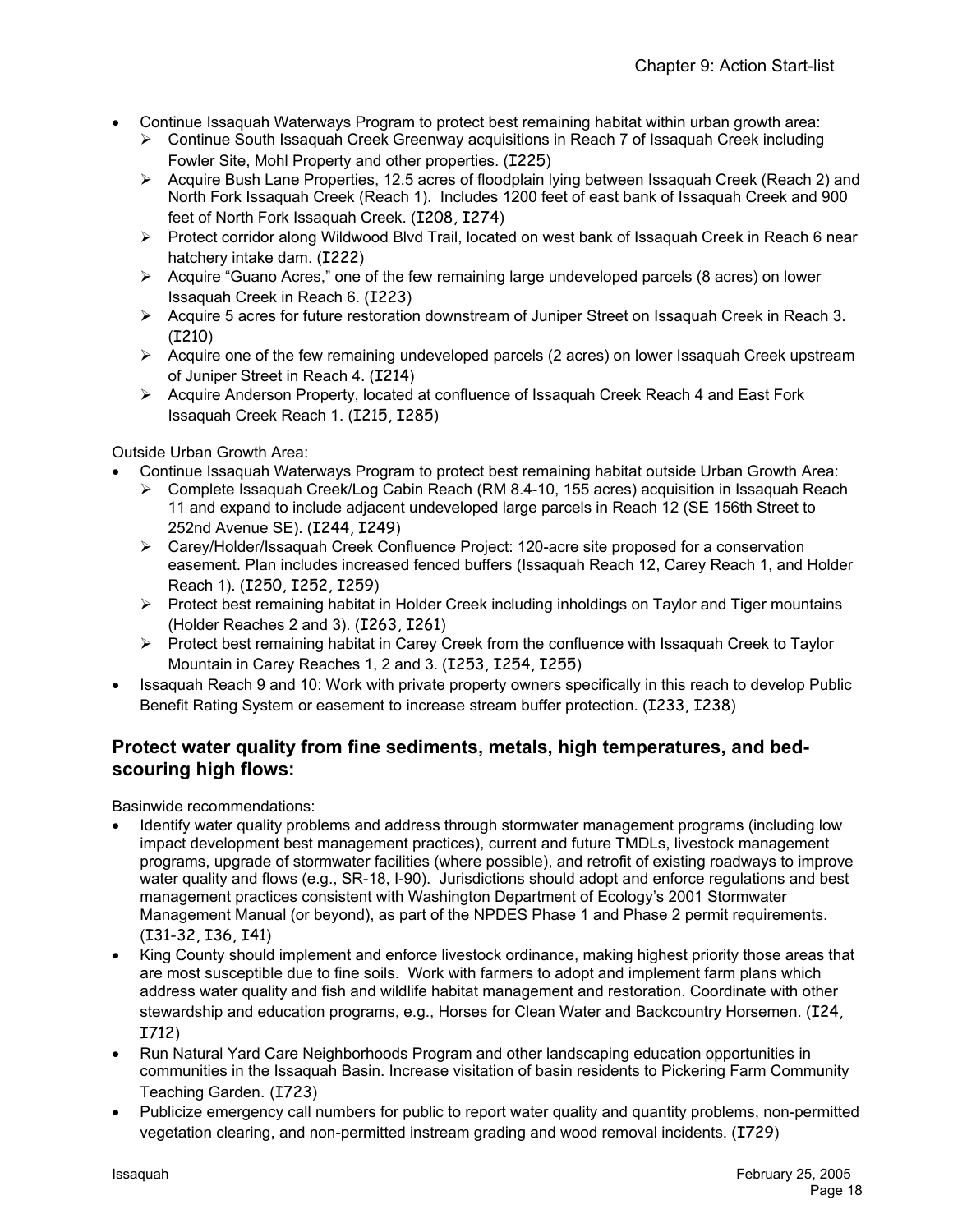- Continue Issaquah Waterways Program to protect best remaining habitat within urban growth area:
  - Continue South Issaquah Creek Greenway acquisitions in Reach 7 of Issaquah Creek including Fowler Site, Mohl Property and other properties. (I225)
  - Acquire Bush Lane Properties, 12.5 acres of floodplain lying between Issaquah Creek (Reach 2) and North Fork Issaquah Creek (Reach 1). Includes 1200 feet of east bank of Issaquah Creek and 900 feet of North Fork Issaquah Creek. (I208, I274)
  - Protect corridor along Wildwood Blvd Trail, located on west bank of Issaquah Creek in Reach 6 near hatchery intake dam. (I222)
  - Acquire "Guano Acres," one of the few remaining large undeveloped parcels (8 acres) on lower Issaquah Creek in Reach 6. (I223)
  - Acquire 5 acres for future restoration downstream of Juniper Street on Issaquah Creek in Reach 3. (I210)
  - Acquire one of the few remaining undeveloped parcels (2 acres) on lower Issaquah Creek upstream of Juniper Street in Reach 4. (I214)
  - Acquire Anderson Property, located at confluence of Issaquah Creek Reach 4 and East Fork Issaquah Creek Reach 1. (I215, I285)

Outside Urban Growth Area:

- Continue Issaquah Waterways Program to protect best remaining habitat outside Urban Growth Area:
  - Complete Issaquah Creek/Log Cabin Reach (RM 8.4-10, 155 acres) acquisition in Issaquah Reach 11 and expand to include adjacent undeveloped large parcels in Reach 12 (SE 156th Street to 252nd Avenue SE). (I244, I249)
  - Carey/Holder/Issaquah Creek Confluence Project: 120-acre site proposed for a conservation easement. Plan includes increased fenced buffers (Issaquah Reach 12, Carey Reach 1, and Holder Reach 1). (I250, I252, I259)
  - Protect best remaining habitat in Holder Creek including inholdings on Taylor and Tiger mountains (Holder Reaches 2 and 3). (I263, I261)
  - Protect best remaining habitat in Carey Creek from the confluence with Issaquah Creek to Taylor Mountain in Carey Reaches 1, 2 and 3. (I253, I254, I255)
- Issaquah Reach 9 and 10: Work with private property owners specifically in this reach to develop Public Benefit Rating System or easement to increase stream buffer protection. (I233, I238)

### Protect water quality from fine sediments, metals, high temperatures, and bed-scouring high flows:

Basinwide recommendations:

- Identify water quality problems and address through stormwater management programs (including low impact development best management practices), current and future TMDLs, livestock management programs, upgrade of stormwater facilities (where possible), and retrofit of existing roadways to improve water quality and flows (e.g., SR-18, I-90). Jurisdictions should adopt and enforce regulations and best management practices consistent with Washington Department of Ecology's 2001 Stormwater Management Manual (or beyond), as part of the NPDES Phase 1 and Phase 2 permit requirements. (I31-32, I36, I41)
- King County should implement and enforce livestock ordinance, making highest priority those areas that are most susceptible due to fine soils. Work with farmers to adopt and implement farm plans which address water quality and fish and wildlife habitat management and restoration. Coordinate with other stewardship and education programs, e.g., Horses for Clean Water and Backcountry Horsemen. (I24, I712)
- Run Natural Yard Care Neighborhoods Program and other landscaping education opportunities in communities in the Issaquah Basin. Increase visitation of basin residents to Pickering Farm Community Teaching Garden. (I723)
- Publicize emergency call numbers for public to report water quality and quantity problems, non-permitted vegetation clearing, and non-permitted instream grading and wood removal incidents. (I729)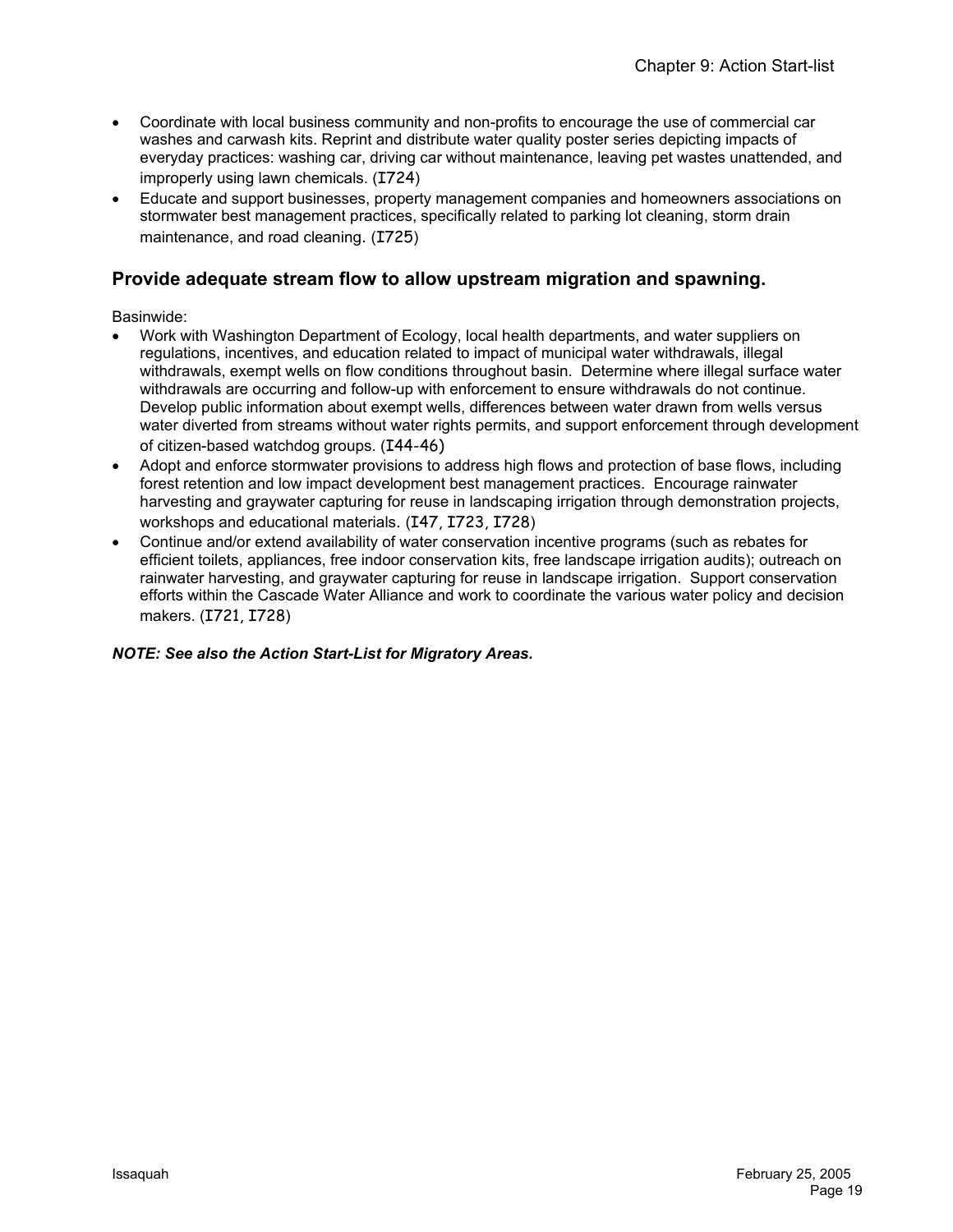- Coordinate with local business community and non-profits to encourage the use of commercial car washes and carwash kits. Reprint and distribute water quality poster series depicting impacts of everyday practices: washing car, driving car without maintenance, leaving pet wastes unattended, and improperly using lawn chemicals. (I724)
- Educate and support businesses, property management companies and homeowners associations on stormwater best management practices, specifically related to parking lot cleaning, storm drain maintenance, and road cleaning. (I725)

## Provide adequate stream flow to allow upstream migration and spawning.

Basinwide:

- Work with Washington Department of Ecology, local health departments, and water suppliers on regulations, incentives, and education related to impact of municipal water withdrawals, illegal withdrawals, exempt wells on flow conditions throughout basin. Determine where illegal surface water withdrawals are occurring and follow-up with enforcement to ensure withdrawals do not continue. Develop public information about exempt wells, differences between water drawn from wells versus water diverted from streams without water rights permits, and support enforcement through development of citizen-based watchdog groups. (I44-46)
- Adopt and enforce stormwater provisions to address high flows and protection of base flows, including forest retention and low impact development best management practices. Encourage rainwater harvesting and graywater capturing for reuse in landscaping irrigation through demonstration projects, workshops and educational materials. (I47, I723, I728)
- Continue and/or extend availability of water conservation incentive programs (such as rebates for efficient toilets, appliances, free indoor conservation kits, free landscape irrigation audits); outreach on rainwater harvesting, and graywater capturing for reuse in landscape irrigation. Support conservation efforts within the Cascade Water Alliance and work to coordinate the various water policy and decision makers. (I721, I728)

***NOTE: See also the Action Start-List for Migratory Areas.***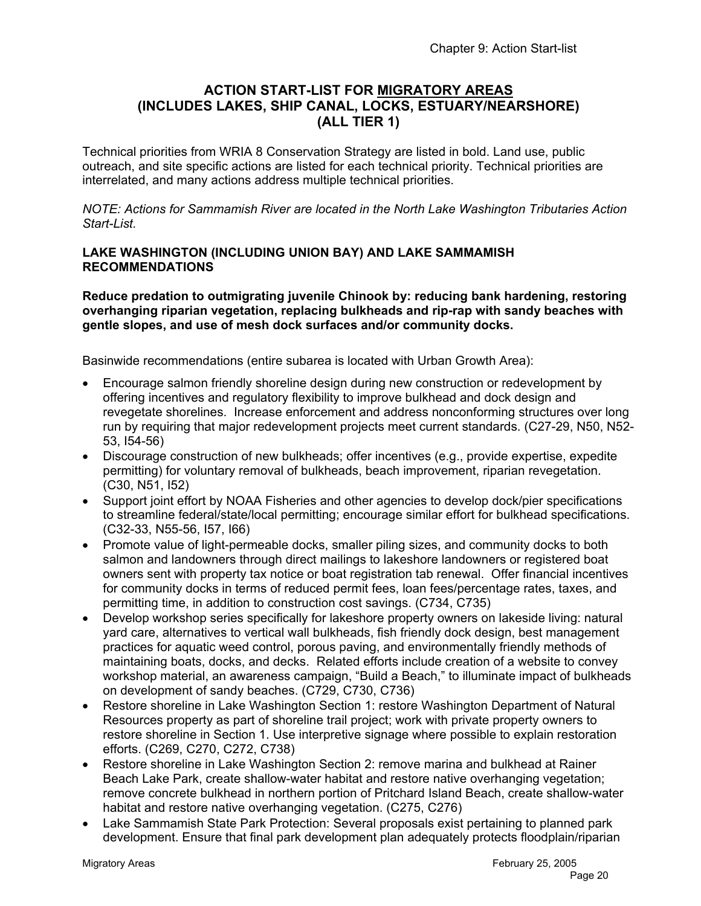## ACTION START-LIST FOR MIGRATORY AREAS (INCLUDES LAKES, SHIP CANAL, LOCKS, ESTUARY/NEARSHORE) (ALL TIER 1)

Technical priorities from WRIA 8 Conservation Strategy are listed in bold. Land use, public outreach, and site specific actions are listed for each technical priority. Technical priorities are interrelated, and many actions address multiple technical priorities.

*NOTE: Actions for Sammamish River are located in the North Lake Washington Tributaries Action Start-List.*

### LAKE WASHINGTON (INCLUDING UNION BAY) AND LAKE SAMMAMISH RECOMMENDATIONS

**Reduce predation to outmigrating juvenile Chinook by: reducing bank hardening, restoring overhanging riparian vegetation, replacing bulkheads and rip-rap with sandy beaches with gentle slopes, and use of mesh dock surfaces and/or community docks.**

Basinwide recommendations (entire subarea is located with Urban Growth Area):

- Encourage salmon friendly shoreline design during new construction or redevelopment by offering incentives and regulatory flexibility to improve bulkhead and dock design and revegetate shorelines. Increase enforcement and address nonconforming structures over long run by requiring that major redevelopment projects meet current standards. (C27-29, N50, N52-53, I54-56)
- Discourage construction of new bulkheads; offer incentives (e.g., provide expertise, expedite permitting) for voluntary removal of bulkheads, beach improvement, riparian revegetation. (C30, N51, I52)
- Support joint effort by NOAA Fisheries and other agencies to develop dock/pier specifications to streamline federal/state/local permitting; encourage similar effort for bulkhead specifications. (C32-33, N55-56, I57, I66)
- Promote value of light-permeable docks, smaller piling sizes, and community docks to both salmon and landowners through direct mailings to lakeshore landowners or registered boat owners sent with property tax notice or boat registration tab renewal. Offer financial incentives for community docks in terms of reduced permit fees, loan fees/percentage rates, taxes, and permitting time, in addition to construction cost savings. (C734, C735)
- Develop workshop series specifically for lakeshore property owners on lakeside living: natural yard care, alternatives to vertical wall bulkheads, fish friendly dock design, best management practices for aquatic weed control, porous paving, and environmentally friendly methods of maintaining boats, docks, and decks. Related efforts include creation of a website to convey workshop material, an awareness campaign, "Build a Beach," to illuminate impact of bulkheads on development of sandy beaches. (C729, C730, C736)
- Restore shoreline in Lake Washington Section 1: restore Washington Department of Natural Resources property as part of shoreline trail project; work with private property owners to restore shoreline in Section 1. Use interpretive signage where possible to explain restoration efforts. (C269, C270, C272, C738)
- Restore shoreline in Lake Washington Section 2: remove marina and bulkhead at Rainer Beach Lake Park, create shallow-water habitat and restore native overhanging vegetation; remove concrete bulkhead in northern portion of Pritchard Island Beach, create shallow-water habitat and restore native overhanging vegetation. (C275, C276)
- Lake Sammamish State Park Protection: Several proposals exist pertaining to planned park development. Ensure that final park development plan adequately protects floodplain/riparian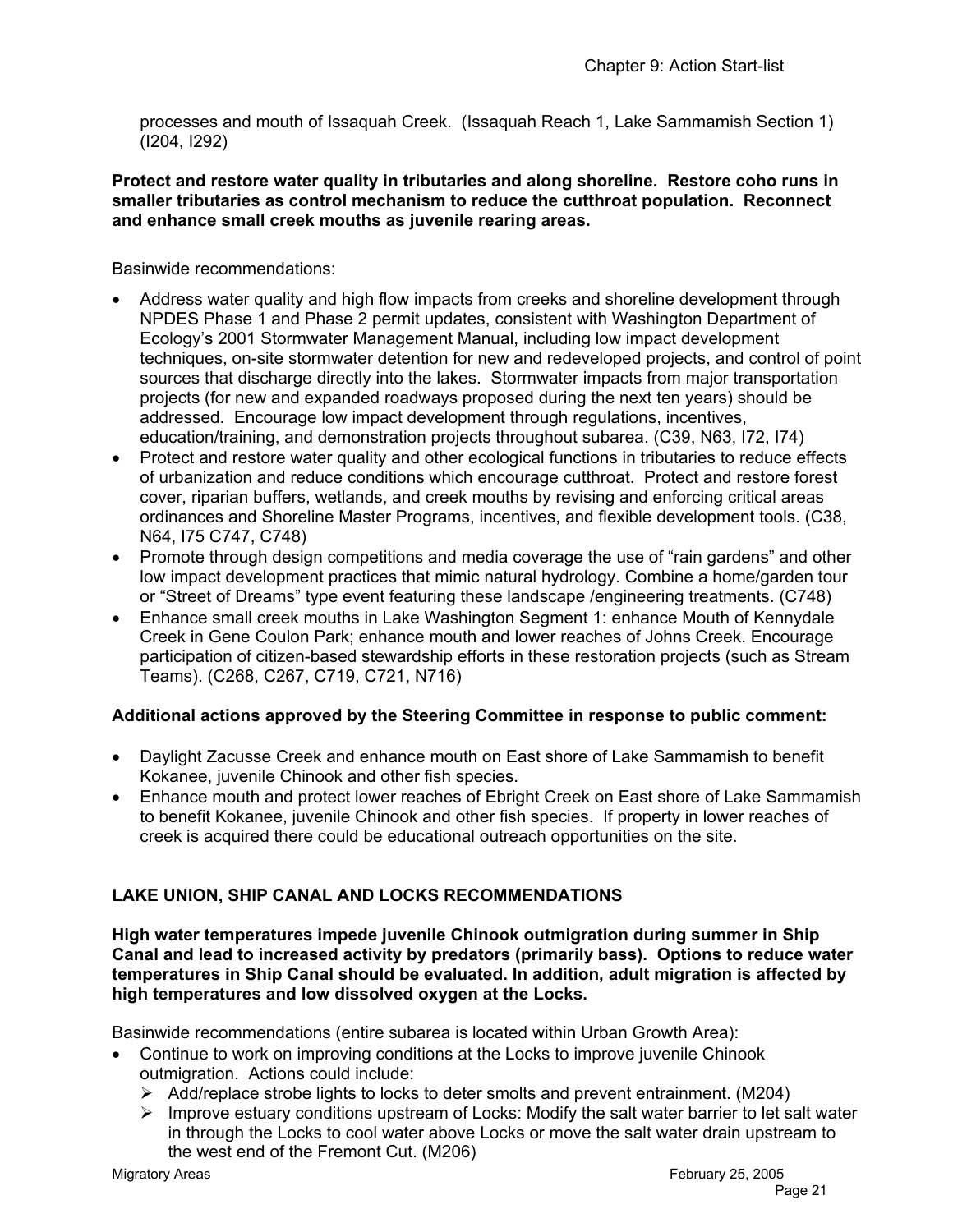processes and mouth of Issaquah Creek. (Issaquah Reach 1, Lake Sammamish Section 1) (I204, I292)

**Protect and restore water quality in tributaries and along shoreline. Restore coho runs in smaller tributaries as control mechanism to reduce the cutthroat population. Reconnect and enhance small creek mouths as juvenile rearing areas.**

Basinwide recommendations:

- Address water quality and high flow impacts from creeks and shoreline development through NPDES Phase 1 and Phase 2 permit updates, consistent with Washington Department of Ecology's 2001 Stormwater Management Manual, including low impact development techniques, on-site stormwater detention for new and redeveloped projects, and control of point sources that discharge directly into the lakes. Stormwater impacts from major transportation projects (for new and expanded roadways proposed during the next ten years) should be addressed. Encourage low impact development through regulations, incentives, education/training, and demonstration projects throughout subarea. (C39, N63, I72, I74)
- Protect and restore water quality and other ecological functions in tributaries to reduce effects of urbanization and reduce conditions which encourage cutthroat. Protect and restore forest cover, riparian buffers, wetlands, and creek mouths by revising and enforcing critical areas ordinances and Shoreline Master Programs, incentives, and flexible development tools. (C38, N64, I75 C747, C748)
- Promote through design competitions and media coverage the use of "rain gardens" and other low impact development practices that mimic natural hydrology. Combine a home/garden tour or "Street of Dreams" type event featuring these landscape /engineering treatments. (C748)
- Enhance small creek mouths in Lake Washington Segment 1: enhance Mouth of Kennydale Creek in Gene Coulon Park; enhance mouth and lower reaches of Johns Creek. Encourage participation of citizen-based stewardship efforts in these restoration projects (such as Stream Teams). (C268, C267, C719, C721, N716)

**Additional actions approved by the Steering Committee in response to public comment:**

- Daylight Zacusse Creek and enhance mouth on East shore of Lake Sammamish to benefit Kokanee, juvenile Chinook and other fish species.
- Enhance mouth and protect lower reaches of Ebright Creek on East shore of Lake Sammamish to benefit Kokanee, juvenile Chinook and other fish species. If property in lower reaches of creek is acquired there could be educational outreach opportunities on the site.

## LAKE UNION, SHIP CANAL AND LOCKS RECOMMENDATIONS

**High water temperatures impede juvenile Chinook outmigration during summer in Ship Canal and lead to increased activity by predators (primarily bass). Options to reduce water temperatures in Ship Canal should be evaluated. In addition, adult migration is affected by high temperatures and low dissolved oxygen at the Locks.**

Basinwide recommendations (entire subarea is located within Urban Growth Area):

- Continue to work on improving conditions at the Locks to improve juvenile Chinook outmigration. Actions could include:
  - Add/replace strobe lights to locks to deter smolts and prevent entrainment. (M204)
  - Improve estuary conditions upstream of Locks: Modify the salt water barrier to let salt water in through the Locks to cool water above Locks or move the salt water drain upstream to the west end of the Fremont Cut. (M206)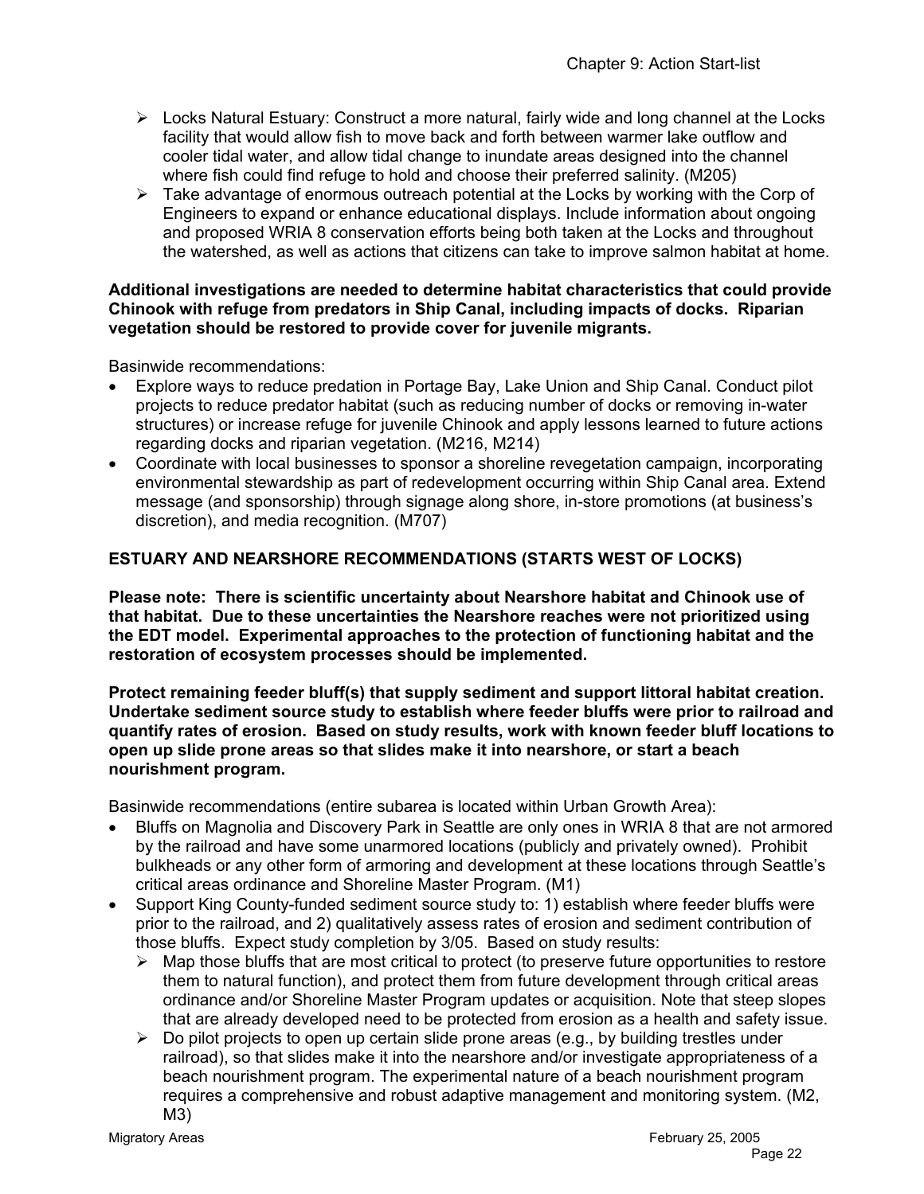- Locks Natural Estuary: Construct a more natural, fairly wide and long channel at the Locks facility that would allow fish to move back and forth between warmer lake outflow and cooler tidal water, and allow tidal change to inundate areas designed into the channel where fish could find refuge to hold and choose their preferred salinity. (M205)
- Take advantage of enormous outreach potential at the Locks by working with the Corp of Engineers to expand or enhance educational displays. Include information about ongoing and proposed WRIA 8 conservation efforts being both taken at the Locks and throughout the watershed, as well as actions that citizens can take to improve salmon habitat at home.

**Additional investigations are needed to determine habitat characteristics that could provide Chinook with refuge from predators in Ship Canal, including impacts of docks. Riparian vegetation should be restored to provide cover for juvenile migrants.**

Basinwide recommendations:

- Explore ways to reduce predation in Portage Bay, Lake Union and Ship Canal. Conduct pilot projects to reduce predator habitat (such as reducing number of docks or removing in-water structures) or increase refuge for juvenile Chinook and apply lessons learned to future actions regarding docks and riparian vegetation. (M216, M214)
- Coordinate with local businesses to sponsor a shoreline revegetation campaign, incorporating environmental stewardship as part of redevelopment occurring within Ship Canal area. Extend message (and sponsorship) through signage along shore, in-store promotions (at business's discretion), and media recognition. (M707)

**ESTUARY AND NEARSHORE RECOMMENDATIONS (STARTS WEST OF LOCKS)**

**Please note: There is scientific uncertainty about Nearshore habitat and Chinook use of that habitat. Due to these uncertainties the Nearshore reaches were not prioritized using the EDT model. Experimental approaches to the protection of functioning habitat and the restoration of ecosystem processes should be implemented.**

**Protect remaining feeder bluff(s) that supply sediment and support littoral habitat creation. Undertake sediment source study to establish where feeder bluffs were prior to railroad and quantify rates of erosion. Based on study results, work with known feeder bluff locations to open up slide prone areas so that slides make it into nearshore, or start a beach nourishment program.**

Basinwide recommendations (entire subarea is located within Urban Growth Area):

- Bluffs on Magnolia and Discovery Park in Seattle are only ones in WRIA 8 that are not armored by the railroad and have some unarmored locations (publicly and privately owned). Prohibit bulkheads or any other form of armoring and development at these locations through Seattle's critical areas ordinance and Shoreline Master Program. (M1)
- Support King County-funded sediment source study to: 1) establish where feeder bluffs were prior to the railroad, and 2) qualitatively assess rates of erosion and sediment contribution of those bluffs. Expect study completion by 3/05. Based on study results:
  - Map those bluffs that are most critical to protect (to preserve future opportunities to restore them to natural function), and protect them from future development through critical areas ordinance and/or Shoreline Master Program updates or acquisition. Note that steep slopes that are already developed need to be protected from erosion as a health and safety issue.
  - Do pilot projects to open up certain slide prone areas (e.g., by building trestles under railroad), so that slides make it into the nearshore and/or investigate appropriateness of a beach nourishment program. The experimental nature of a beach nourishment program requires a comprehensive and robust adaptive management and monitoring system. (M2, M3)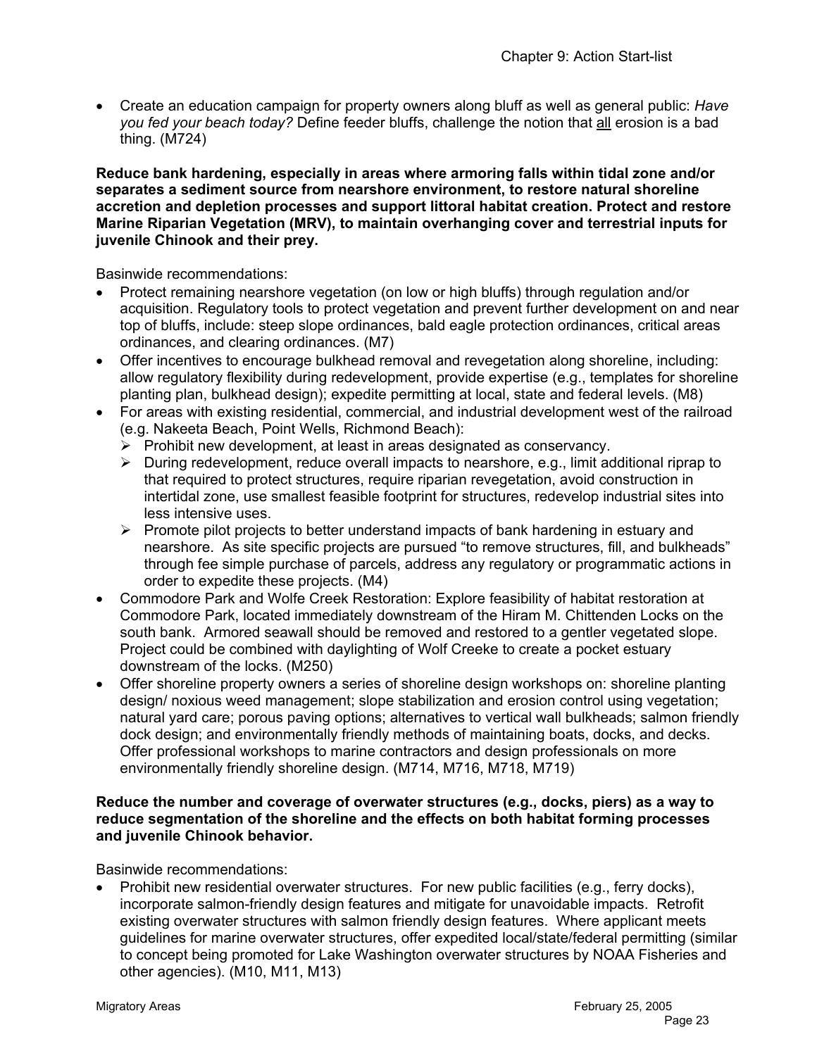- Create an education campaign for property owners along bluff as well as general public: *Have you fed your beach today?* Define feeder bluffs, challenge the notion that all erosion is a bad thing. (M724)

**Reduce bank hardening, especially in areas where armoring falls within tidal zone and/or separates a sediment source from nearshore environment, to restore natural shoreline accretion and depletion processes and support littoral habitat creation. Protect and restore Marine Riparian Vegetation (MRV), to maintain overhanging cover and terrestrial inputs for juvenile Chinook and their prey.**

Basinwide recommendations:

- Protect remaining nearshore vegetation (on low or high bluffs) through regulation and/or acquisition. Regulatory tools to protect vegetation and prevent further development on and near top of bluffs, include: steep slope ordinances, bald eagle protection ordinances, critical areas ordinances, and clearing ordinances. (M7)
- Offer incentives to encourage bulkhead removal and revegetation along shoreline, including: allow regulatory flexibility during redevelopment, provide expertise (e.g., templates for shoreline planting plan, bulkhead design); expedite permitting at local, state and federal levels. (M8)
- For areas with existing residential, commercial, and industrial development west of the railroad (e.g. Nakeeta Beach, Point Wells, Richmond Beach):
  - Prohibit new development, at least in areas designated as conservancy.
  - During redevelopment, reduce overall impacts to nearshore, e.g., limit additional riprap to that required to protect structures, require riparian revegetation, avoid construction in intertidal zone, use smallest feasible footprint for structures, redevelop industrial sites into less intensive uses.
  - Promote pilot projects to better understand impacts of bank hardening in estuary and nearshore. As site specific projects are pursued "to remove structures, fill, and bulkheads" through fee simple purchase of parcels, address any regulatory or programmatic actions in order to expedite these projects. (M4)
- Commodore Park and Wolfe Creek Restoration: Explore feasibility of habitat restoration at Commodore Park, located immediately downstream of the Hiram M. Chittenden Locks on the south bank. Armored seawall should be removed and restored to a gentler vegetated slope. Project could be combined with daylighting of Wolf Creeke to create a pocket estuary downstream of the locks. (M250)
- Offer shoreline property owners a series of shoreline design workshops on: shoreline planting design/ noxious weed management; slope stabilization and erosion control using vegetation; natural yard care; porous paving options; alternatives to vertical wall bulkheads; salmon friendly dock design; and environmentally friendly methods of maintaining boats, docks, and decks. Offer professional workshops to marine contractors and design professionals on more environmentally friendly shoreline design. (M714, M716, M718, M719)

**Reduce the number and coverage of overwater structures (e.g., docks, piers) as a way to reduce segmentation of the shoreline and the effects on both habitat forming processes and juvenile Chinook behavior.**

Basinwide recommendations:

- Prohibit new residential overwater structures. For new public facilities (e.g., ferry docks), incorporate salmon-friendly design features and mitigate for unavoidable impacts. Retrofit existing overwater structures with salmon friendly design features. Where applicant meets guidelines for marine overwater structures, offer expedited local/state/federal permitting (similar to concept being promoted for Lake Washington overwater structures by NOAA Fisheries and other agencies). (M10, M11, M13)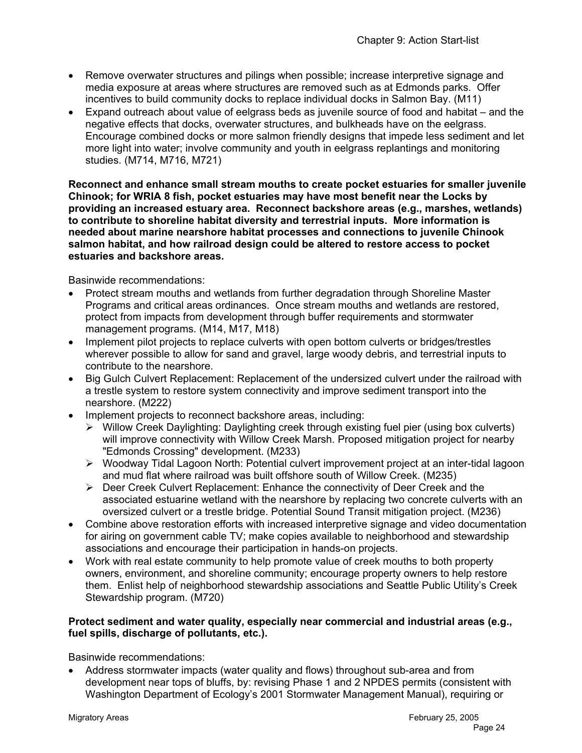- Remove overwater structures and pilings when possible; increase interpretive signage and media exposure at areas where structures are removed such as at Edmonds parks. Offer incentives to build community docks to replace individual docks in Salmon Bay. (M11)
- Expand outreach about value of eelgrass beds as juvenile source of food and habitat – and the negative effects that docks, overwater structures, and bulkheads have on the eelgrass. Encourage combined docks or more salmon friendly designs that impede less sediment and let more light into water; involve community and youth in eelgrass replantings and monitoring studies. (M714, M716, M721)

**Reconnect and enhance small stream mouths to create pocket estuaries for smaller juvenile Chinook; for WRIA 8 fish, pocket estuaries may have most benefit near the Locks by providing an increased estuary area. Reconnect backshore areas (e.g., marshes, wetlands) to contribute to shoreline habitat diversity and terrestrial inputs. More information is needed about marine nearshore habitat processes and connections to juvenile Chinook salmon habitat, and how railroad design could be altered to restore access to pocket estuaries and backshore areas.**

Basinwide recommendations:

- Protect stream mouths and wetlands from further degradation through Shoreline Master Programs and critical areas ordinances. Once stream mouths and wetlands are restored, protect from impacts from development through buffer requirements and stormwater management programs. (M14, M17, M18)
- Implement pilot projects to replace culverts with open bottom culverts or bridges/trestles wherever possible to allow for sand and gravel, large woody debris, and terrestrial inputs to contribute to the nearshore.
- Big Gulch Culvert Replacement: Replacement of the undersized culvert under the railroad with a trestle system to restore system connectivity and improve sediment transport into the nearshore. (M222)
- Implement projects to reconnect backshore areas, including:
  - Willow Creek Daylighting: Daylighting creek through existing fuel pier (using box culverts) will improve connectivity with Willow Creek Marsh. Proposed mitigation project for nearby "Edmonds Crossing" development. (M233)
  - Woodway Tidal Lagoon North: Potential culvert improvement project at an inter-tidal lagoon and mud flat where railroad was built offshore south of Willow Creek. (M235)
  - Deer Creek Culvert Replacement: Enhance the connectivity of Deer Creek and the associated estuarine wetland with the nearshore by replacing two concrete culverts with an oversized culvert or a trestle bridge. Potential Sound Transit mitigation project. (M236)
- Combine above restoration efforts with increased interpretive signage and video documentation for airing on government cable TV; make copies available to neighborhood and stewardship associations and encourage their participation in hands-on projects.
- Work with real estate community to help promote value of creek mouths to both property owners, environment, and shoreline community; encourage property owners to help restore them. Enlist help of neighborhood stewardship associations and Seattle Public Utility's Creek Stewardship program. (M720)

**Protect sediment and water quality, especially near commercial and industrial areas (e.g., fuel spills, discharge of pollutants, etc.).**

Basinwide recommendations:

- Address stormwater impacts (water quality and flows) throughout sub-area and from development near tops of bluffs, by: revising Phase 1 and 2 NPDES permits (consistent with Washington Department of Ecology's 2001 Stormwater Management Manual), requiring or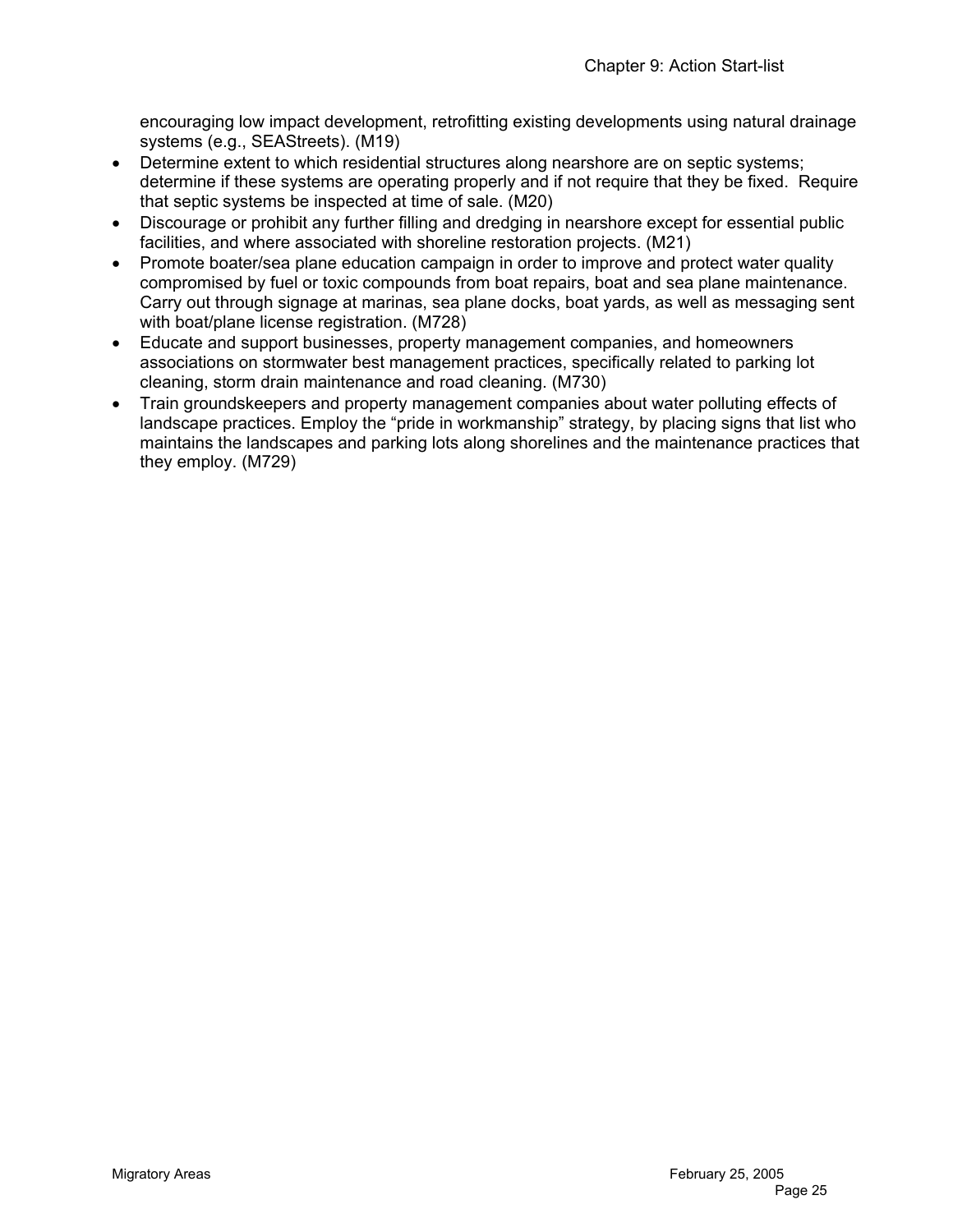encouraging low impact development, retrofitting existing developments using natural drainage systems (e.g., SEAStreets). (M19)

- Determine extent to which residential structures along nearshore are on septic systems; determine if these systems are operating properly and if not require that they be fixed. Require that septic systems be inspected at time of sale. (M20)
- Discourage or prohibit any further filling and dredging in nearshore except for essential public facilities, and where associated with shoreline restoration projects. (M21)
- Promote boater/sea plane education campaign in order to improve and protect water quality compromised by fuel or toxic compounds from boat repairs, boat and sea plane maintenance. Carry out through signage at marinas, sea plane docks, boat yards, as well as messaging sent with boat/plane license registration. (M728)
- Educate and support businesses, property management companies, and homeowners associations on stormwater best management practices, specifically related to parking lot cleaning, storm drain maintenance and road cleaning. (M730)
- Train groundskeepers and property management companies about water polluting effects of landscape practices. Employ the "pride in workmanship" strategy, by placing signs that list who maintains the landscapes and parking lots along shorelines and the maintenance practices that they employ. (M729)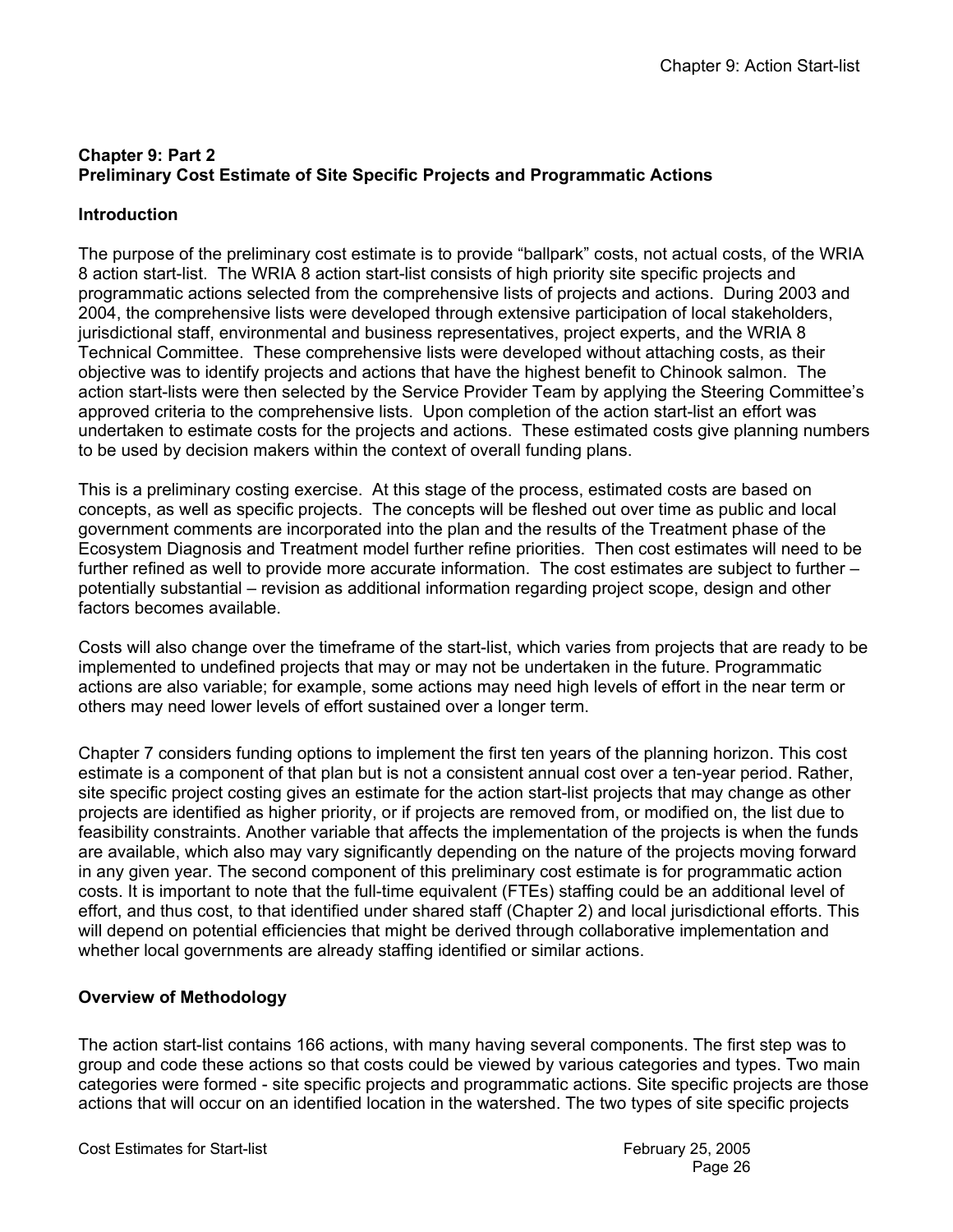**Chapter 9: Part 2**
**Preliminary Cost Estimate of Site Specific Projects and Programmatic Actions**

**Introduction**

The purpose of the preliminary cost estimate is to provide "ballpark" costs, not actual costs, of the WRIA 8 action start-list. The WRIA 8 action start-list consists of high priority site specific projects and programmatic actions selected from the comprehensive lists of projects and actions. During 2003 and 2004, the comprehensive lists were developed through extensive participation of local stakeholders, jurisdictional staff, environmental and business representatives, project experts, and the WRIA 8 Technical Committee. These comprehensive lists were developed without attaching costs, as their objective was to identify projects and actions that have the highest benefit to Chinook salmon. The action start-lists were then selected by the Service Provider Team by applying the Steering Committee's approved criteria to the comprehensive lists. Upon completion of the action start-list an effort was undertaken to estimate costs for the projects and actions. These estimated costs give planning numbers to be used by decision makers within the context of overall funding plans.

This is a preliminary costing exercise. At this stage of the process, estimated costs are based on concepts, as well as specific projects. The concepts will be fleshed out over time as public and local government comments are incorporated into the plan and the results of the Treatment phase of the Ecosystem Diagnosis and Treatment model further refine priorities. Then cost estimates will need to be further refined as well to provide more accurate information. The cost estimates are subject to further – potentially substantial – revision as additional information regarding project scope, design and other factors becomes available.

Costs will also change over the timeframe of the start-list, which varies from projects that are ready to be implemented to undefined projects that may or may not be undertaken in the future. Programmatic actions are also variable; for example, some actions may need high levels of effort in the near term or others may need lower levels of effort sustained over a longer term.

Chapter 7 considers funding options to implement the first ten years of the planning horizon. This cost estimate is a component of that plan but is not a consistent annual cost over a ten-year period. Rather, site specific project costing gives an estimate for the action start-list projects that may change as other projects are identified as higher priority, or if projects are removed from, or modified on, the list due to feasibility constraints. Another variable that affects the implementation of the projects is when the funds are available, which also may vary significantly depending on the nature of the projects moving forward in any given year. The second component of this preliminary cost estimate is for programmatic action costs. It is important to note that the full-time equivalent (FTEs) staffing could be an additional level of effort, and thus cost, to that identified under shared staff (Chapter 2) and local jurisdictional efforts. This will depend on potential efficiencies that might be derived through collaborative implementation and whether local governments are already staffing identified or similar actions.

**Overview of Methodology**

The action start-list contains 166 actions, with many having several components. The first step was to group and code these actions so that costs could be viewed by various categories and types. Two main categories were formed - site specific projects and programmatic actions. Site specific projects are those actions that will occur on an identified location in the watershed. The two types of site specific projects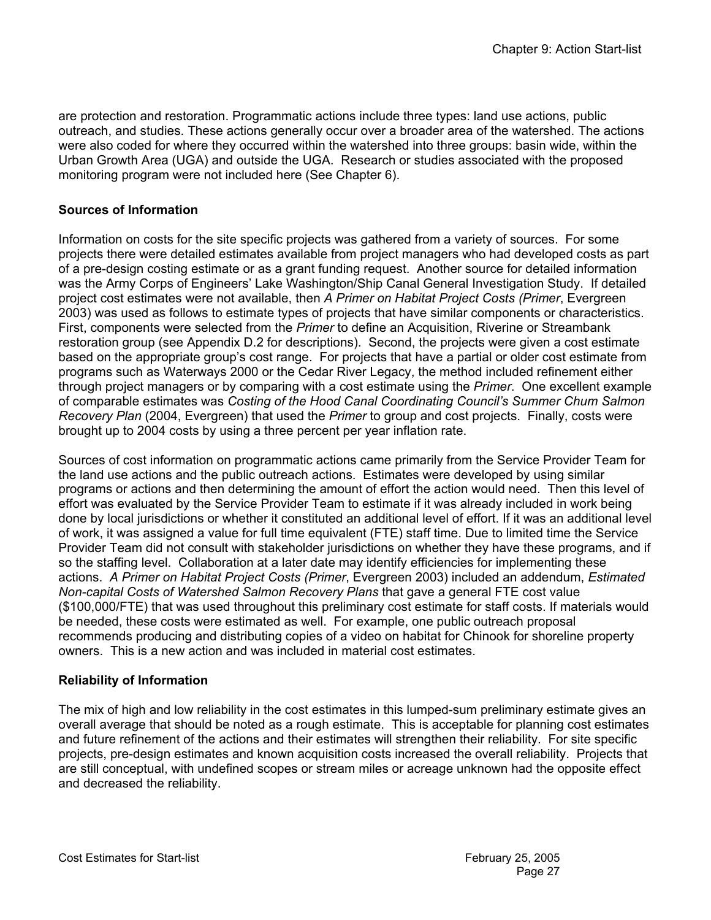are protection and restoration. Programmatic actions include three types: land use actions, public outreach, and studies. These actions generally occur over a broader area of the watershed. The actions were also coded for where they occurred within the watershed into three groups: basin wide, within the Urban Growth Area (UGA) and outside the UGA. Research or studies associated with the proposed monitoring program were not included here (See Chapter 6).

**Sources of Information**

Information on costs for the site specific projects was gathered from a variety of sources. For some projects there were detailed estimates available from project managers who had developed costs as part of a pre-design costing estimate or as a grant funding request. Another source for detailed information was the Army Corps of Engineers' Lake Washington/Ship Canal General Investigation Study. If detailed project cost estimates were not available, then *A Primer on Habitat Project Costs (Primer*, Evergreen 2003) was used as follows to estimate types of projects that have similar components or characteristics. First, components were selected from the *Primer* to define an Acquisition, Riverine or Streambank restoration group (see Appendix D.2 for descriptions). Second, the projects were given a cost estimate based on the appropriate group's cost range. For projects that have a partial or older cost estimate from programs such as Waterways 2000 or the Cedar River Legacy, the method included refinement either through project managers or by comparing with a cost estimate using the *Primer*. One excellent example of comparable estimates was *Costing of the Hood Canal Coordinating Council's Summer Chum Salmon Recovery Plan* (2004, Evergreen) that used the *Primer* to group and cost projects. Finally, costs were brought up to 2004 costs by using a three percent per year inflation rate.

Sources of cost information on programmatic actions came primarily from the Service Provider Team for the land use actions and the public outreach actions. Estimates were developed by using similar programs or actions and then determining the amount of effort the action would need. Then this level of effort was evaluated by the Service Provider Team to estimate if it was already included in work being done by local jurisdictions or whether it constituted an additional level of effort. If it was an additional level of work, it was assigned a value for full time equivalent (FTE) staff time. Due to limited time the Service Provider Team did not consult with stakeholder jurisdictions on whether they have these programs, and if so the staffing level. Collaboration at a later date may identify efficiencies for implementing these actions. *A Primer on Habitat Project Costs (Primer*, Evergreen 2003) included an addendum, *Estimated Non-capital Costs of Watershed Salmon Recovery Plans* that gave a general FTE cost value ($100,000/FTE) that was used throughout this preliminary cost estimate for staff costs. If materials would be needed, these costs were estimated as well. For example, one public outreach proposal recommends producing and distributing copies of a video on habitat for Chinook for shoreline property owners. This is a new action and was included in material cost estimates.

**Reliability of Information**

The mix of high and low reliability in the cost estimates in this lumped-sum preliminary estimate gives an overall average that should be noted as a rough estimate. This is acceptable for planning cost estimates and future refinement of the actions and their estimates will strengthen their reliability. For site specific projects, pre-design estimates and known acquisition costs increased the overall reliability. Projects that are still conceptual, with undefined scopes or stream miles or acreage unknown had the opposite effect and decreased the reliability.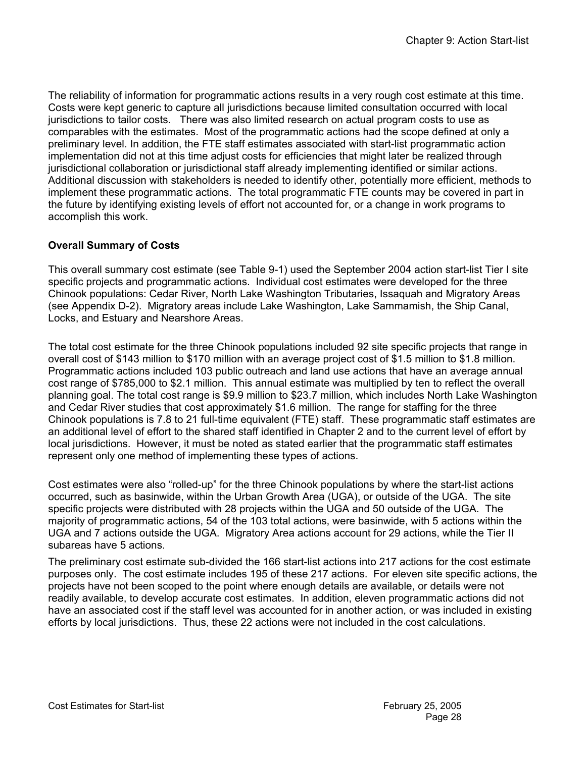The reliability of information for programmatic actions results in a very rough cost estimate at this time. Costs were kept generic to capture all jurisdictions because limited consultation occurred with local jurisdictions to tailor costs. There was also limited research on actual program costs to use as comparables with the estimates. Most of the programmatic actions had the scope defined at only a preliminary level. In addition, the FTE staff estimates associated with start-list programmatic action implementation did not at this time adjust costs for efficiencies that might later be realized through jurisdictional collaboration or jurisdictional staff already implementing identified or similar actions. Additional discussion with stakeholders is needed to identify other, potentially more efficient, methods to implement these programmatic actions. The total programmatic FTE counts may be covered in part in the future by identifying existing levels of effort not accounted for, or a change in work programs to accomplish this work.

**Overall Summary of Costs**

This overall summary cost estimate (see Table 9-1) used the September 2004 action start-list Tier I site specific projects and programmatic actions. Individual cost estimates were developed for the three Chinook populations: Cedar River, North Lake Washington Tributaries, Issaquah and Migratory Areas (see Appendix D-2). Migratory areas include Lake Washington, Lake Sammamish, the Ship Canal, Locks, and Estuary and Nearshore Areas.

The total cost estimate for the three Chinook populations included 92 site specific projects that range in overall cost of \$143 million to \$170 million with an average project cost of \$1.5 million to \$1.8 million. Programmatic actions included 103 public outreach and land use actions that have an average annual cost range of \$785,000 to \$2.1 million. This annual estimate was multiplied by ten to reflect the overall planning goal. The total cost range is \$9.9 million to \$23.7 million, which includes North Lake Washington and Cedar River studies that cost approximately \$1.6 million. The range for staffing for the three Chinook populations is 7.8 to 21 full-time equivalent (FTE) staff. These programmatic staff estimates are an additional level of effort to the shared staff identified in Chapter 2 and to the current level of effort by local jurisdictions. However, it must be noted as stated earlier that the programmatic staff estimates represent only one method of implementing these types of actions.

Cost estimates were also "rolled-up" for the three Chinook populations by where the start-list actions occurred, such as basinwide, within the Urban Growth Area (UGA), or outside of the UGA. The site specific projects were distributed with 28 projects within the UGA and 50 outside of the UGA. The majority of programmatic actions, 54 of the 103 total actions, were basinwide, with 5 actions within the UGA and 7 actions outside the UGA. Migratory Area actions account for 29 actions, while the Tier II subareas have 5 actions.

The preliminary cost estimate sub-divided the 166 start-list actions into 217 actions for the cost estimate purposes only. The cost estimate includes 195 of these 217 actions. For eleven site specific actions, the projects have not been scoped to the point where enough details are available, or details were not readily available, to develop accurate cost estimates. In addition, eleven programmatic actions did not have an associated cost if the staff level was accounted for in another action, or was included in existing efforts by local jurisdictions. Thus, these 22 actions were not included in the cost calculations.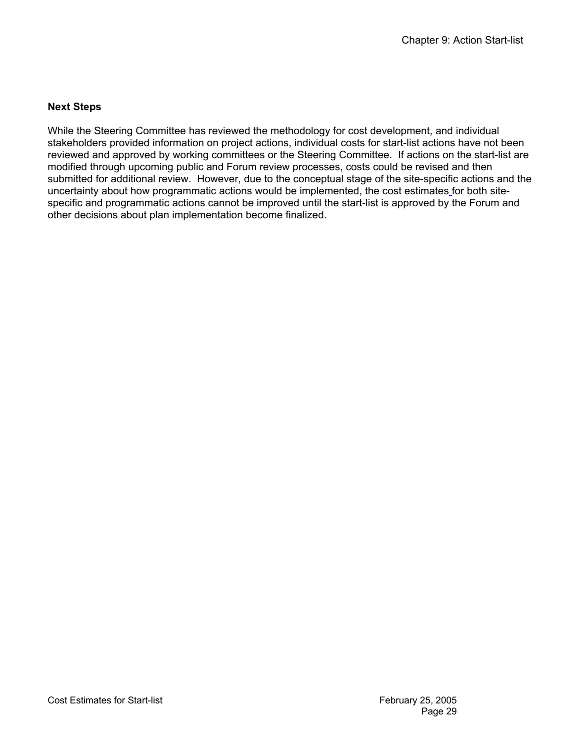### Next Steps

While the Steering Committee has reviewed the methodology for cost development, and individual stakeholders provided information on project actions, individual costs for start-list actions have not been reviewed and approved by working committees or the Steering Committee. If actions on the start-list are modified through upcoming public and Forum review processes, costs could be revised and then submitted for additional review. However, due to the conceptual stage of the site-specific actions and the uncertainty about how programmatic actions would be implemented, the cost estimates for both site-specific and programmatic actions cannot be improved until the start-list is approved by the Forum and other decisions about plan implementation become finalized.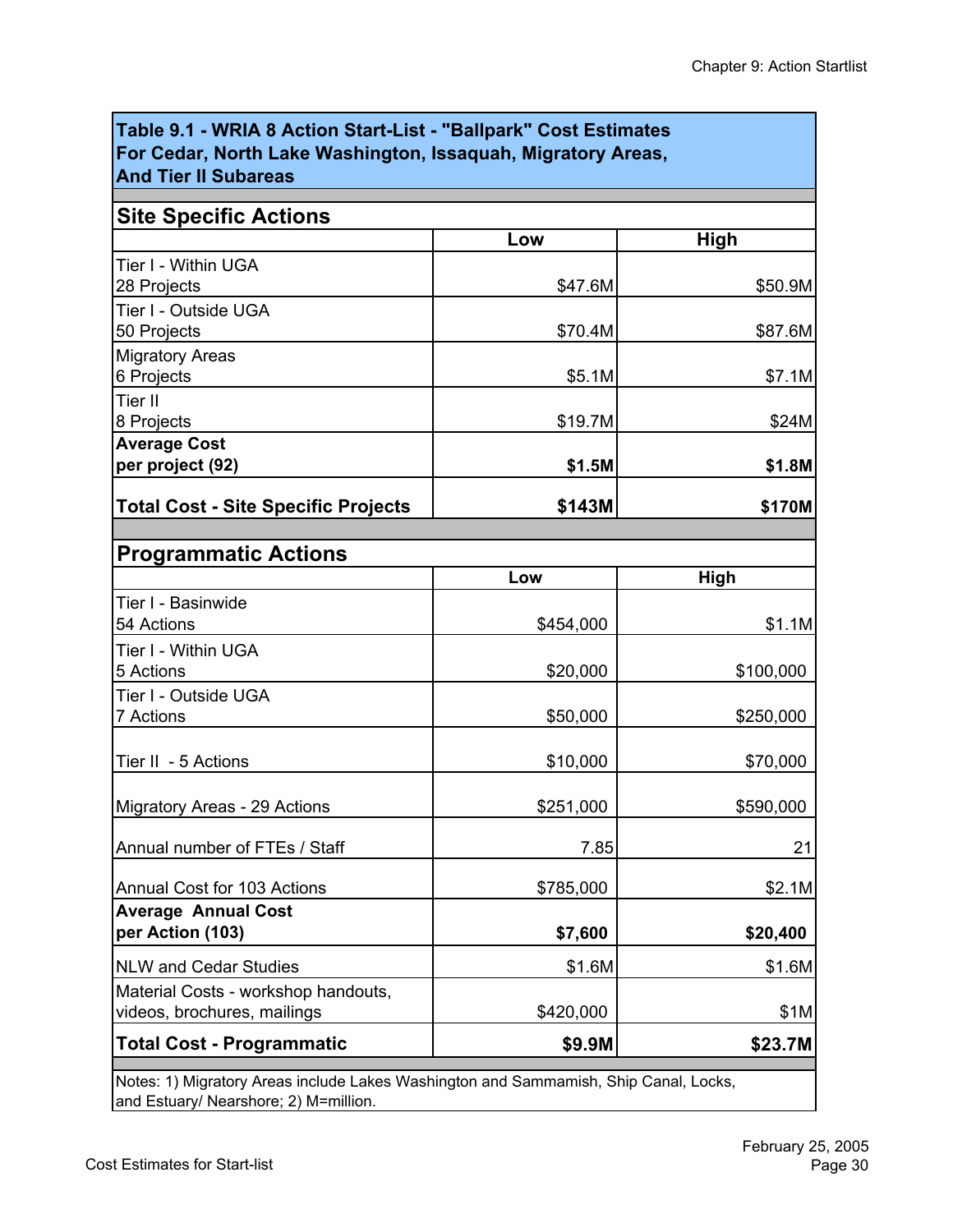**Table 9.1 - WRIA 8 Action Start-List - "Ballpark" Cost Estimates For Cedar, North Lake Washington, Issaquah, Migratory Areas, And Tier II Subareas**

| Site Specific Actions | Low | High |
|---|---|---|
| Tier I - Within UGA<br>28 Projects | $47.6M | $50.9M |
| Tier I - Outside UGA<br>50 Projects | $70.4M | $87.6M |
| Migratory Areas<br>6 Projects | $5.1M | $7.1M |
| Tier II<br>8 Projects | $19.7M | $24M |
| **Average Cost per project (92)** | **$1.5M** | **$1.8M** |
| **Total Cost - Site Specific Projects** | **$143M** | **$170M** |

| Programmatic Actions | Low | High |
|---|---|---|
| Tier I - Basinwide<br>54 Actions | $454,000 | $1.1M |
| Tier I - Within UGA<br>5 Actions | $20,000 | $100,000 |
| Tier I - Outside UGA<br>7 Actions | $50,000 | $250,000 |
| Tier II - 5 Actions | $10,000 | $70,000 |
| Migratory Areas - 29 Actions | $251,000 | $590,000 |
| Annual number of FTEs / Staff | 7.85 | 21 |
| Annual Cost for 103 Actions | $785,000 | $2.1M |
| **Average Annual Cost per Action (103)** | **$7,600** | **$20,400** |
| NLW and Cedar Studies | $1.6M | $1.6M |
| Material Costs - workshop handouts, videos, brochures, mailings | $420,000 | $1M |
| **Total Cost - Programmatic** | **$9.9M** | **$23.7M** |

Notes: 1) Migratory Areas include Lakes Washington and Sammamish, Ship Canal, Locks, and Estuary/ Nearshore; 2) M=million.